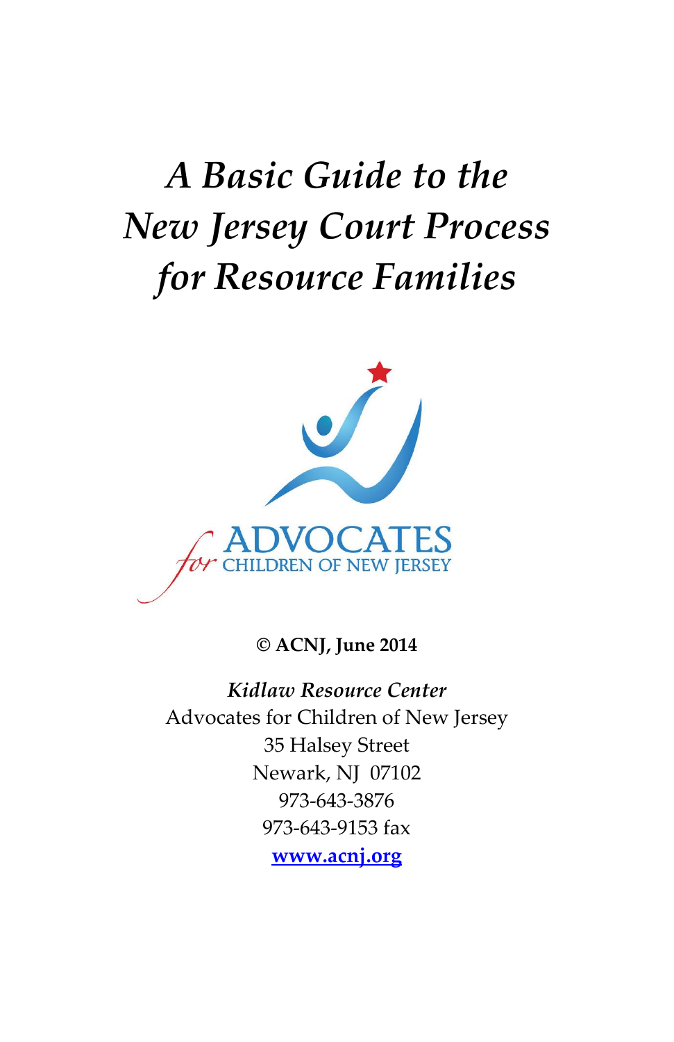# *A Basic Guide to the New Jersey Court Process for Resource Families*

ADVOCATES *for* CHILDREN OF NEW JERSEY

**© ACNJ, June 2014**

*Kidlaw Resource Center*
Advocates for Children of New Jersey
35 Halsey Street
Newark, NJ 07102
973-643-3876
973-643-9153 fax
**www.acnj.org**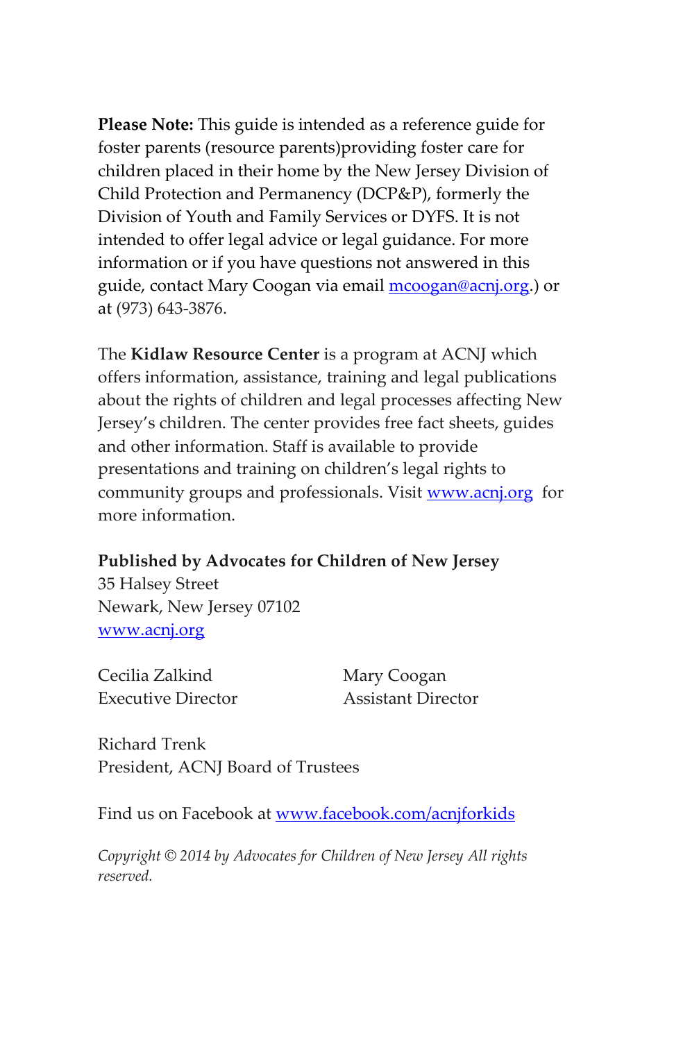**Please Note:** This guide is intended as a reference guide for foster parents (resource parents)providing foster care for children placed in their home by the New Jersey Division of Child Protection and Permanency (DCP&P), formerly the Division of Youth and Family Services or DYFS. It is not intended to offer legal advice or legal guidance. For more information or if you have questions not answered in this guide, contact Mary Coogan via email mcoogan@acnj.org.) or at (973) 643-3876.

The **Kidlaw Resource Center** is a program at ACNJ which offers information, assistance, training and legal publications about the rights of children and legal processes affecting New Jersey's children. The center provides free fact sheets, guides and other information. Staff is available to provide presentations and training on children's legal rights to community groups and professionals. Visit www.acnj.org for more information.

**Published by Advocates for Children of New Jersey**
35 Halsey Street
Newark, New Jersey 07102
www.acnj.org

Cecilia Zalkind
Executive Director

Mary Coogan
Assistant Director

Richard Trenk
President, ACNJ Board of Trustees

Find us on Facebook at www.facebook.com/acnjforkids

*Copyright © 2014 by Advocates for Children of New Jersey All rights reserved.*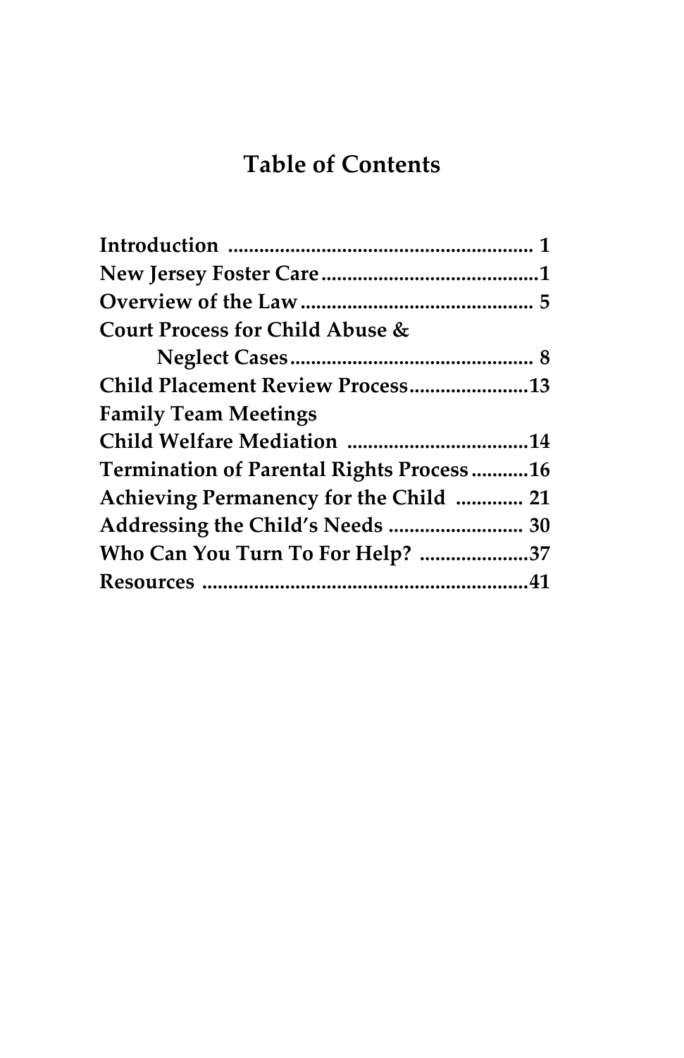# Table of Contents

**Introduction .......................................................... 1**
**New Jersey Foster Care ..........................................1**
**Overview of the Law ............................................. 5**
**Court Process for Child Abuse & Neglect Cases ............................................... 8**
**Child Placement Review Process .......................13**
**Family Team Meetings**
**Child Welfare Mediation ...................................14**
**Termination of Parental Rights Process ...........16**
**Achieving Permanency for the Child ............. 21**
**Addressing the Child's Needs .......................... 30**
**Who Can You Turn To For Help? .....................37**
**Resources ...............................................................41**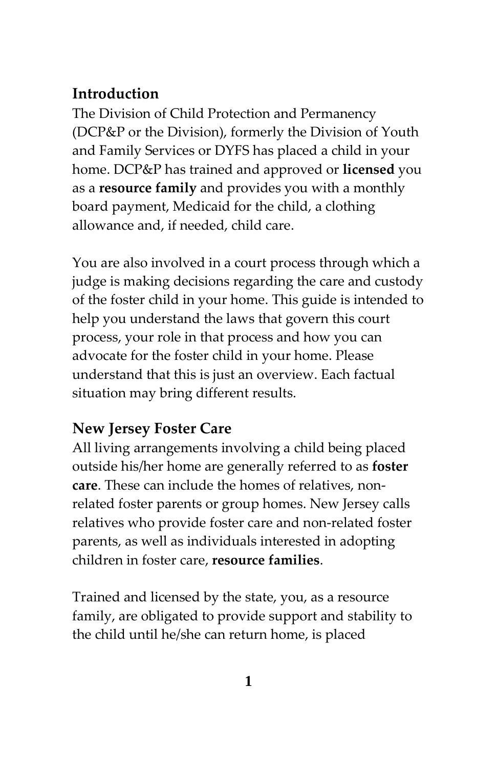## Introduction

The Division of Child Protection and Permanency (DCP&P or the Division), formerly the Division of Youth and Family Services or DYFS has placed a child in your home. DCP&P has trained and approved or **licensed** you as a **resource family** and provides you with a monthly board payment, Medicaid for the child, a clothing allowance and, if needed, child care.

You are also involved in a court process through which a judge is making decisions regarding the care and custody of the foster child in your home. This guide is intended to help you understand the laws that govern this court process, your role in that process and how you can advocate for the foster child in your home. Please understand that this is just an overview. Each factual situation may bring different results.

## New Jersey Foster Care

All living arrangements involving a child being placed outside his/her home are generally referred to as **foster care**. These can include the homes of relatives, non-related foster parents or group homes. New Jersey calls relatives who provide foster care and non-related foster parents, as well as individuals interested in adopting children in foster care, **resource families**.

Trained and licensed by the state, you, as a resource family, are obligated to provide support and stability to the child until he/she can return home, is placed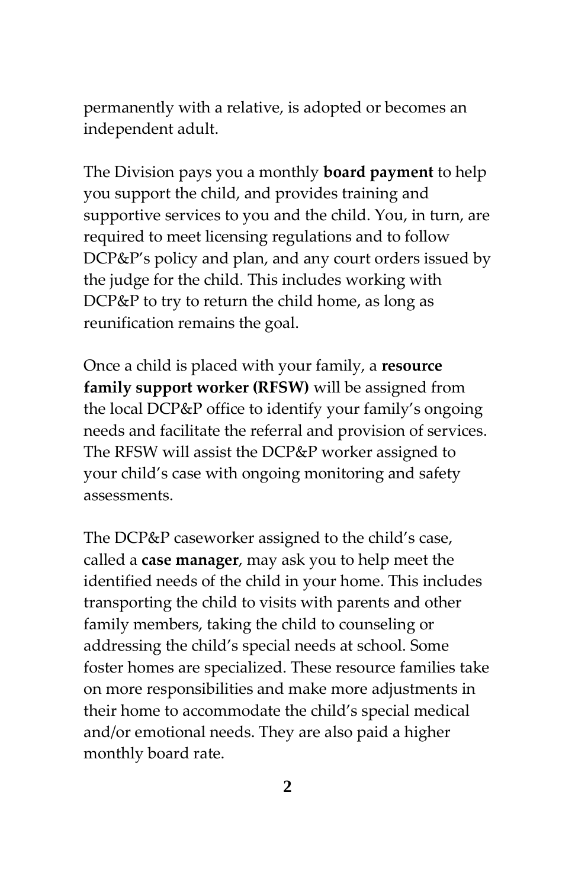permanently with a relative, is adopted or becomes an independent adult.

The Division pays you a monthly **board payment** to help you support the child, and provides training and supportive services to you and the child. You, in turn, are required to meet licensing regulations and to follow DCP&P's policy and plan, and any court orders issued by the judge for the child. This includes working with DCP&P to try to return the child home, as long as reunification remains the goal.

Once a child is placed with your family, a **resource family support worker (RFSW)** will be assigned from the local DCP&P office to identify your family's ongoing needs and facilitate the referral and provision of services. The RFSW will assist the DCP&P worker assigned to your child's case with ongoing monitoring and safety assessments.

The DCP&P caseworker assigned to the child's case, called a **case manager**, may ask you to help meet the identified needs of the child in your home. This includes transporting the child to visits with parents and other family members, taking the child to counseling or addressing the child's special needs at school. Some foster homes are specialized. These resource families take on more responsibilities and make more adjustments in their home to accommodate the child's special medical and/or emotional needs. They are also paid a higher monthly board rate.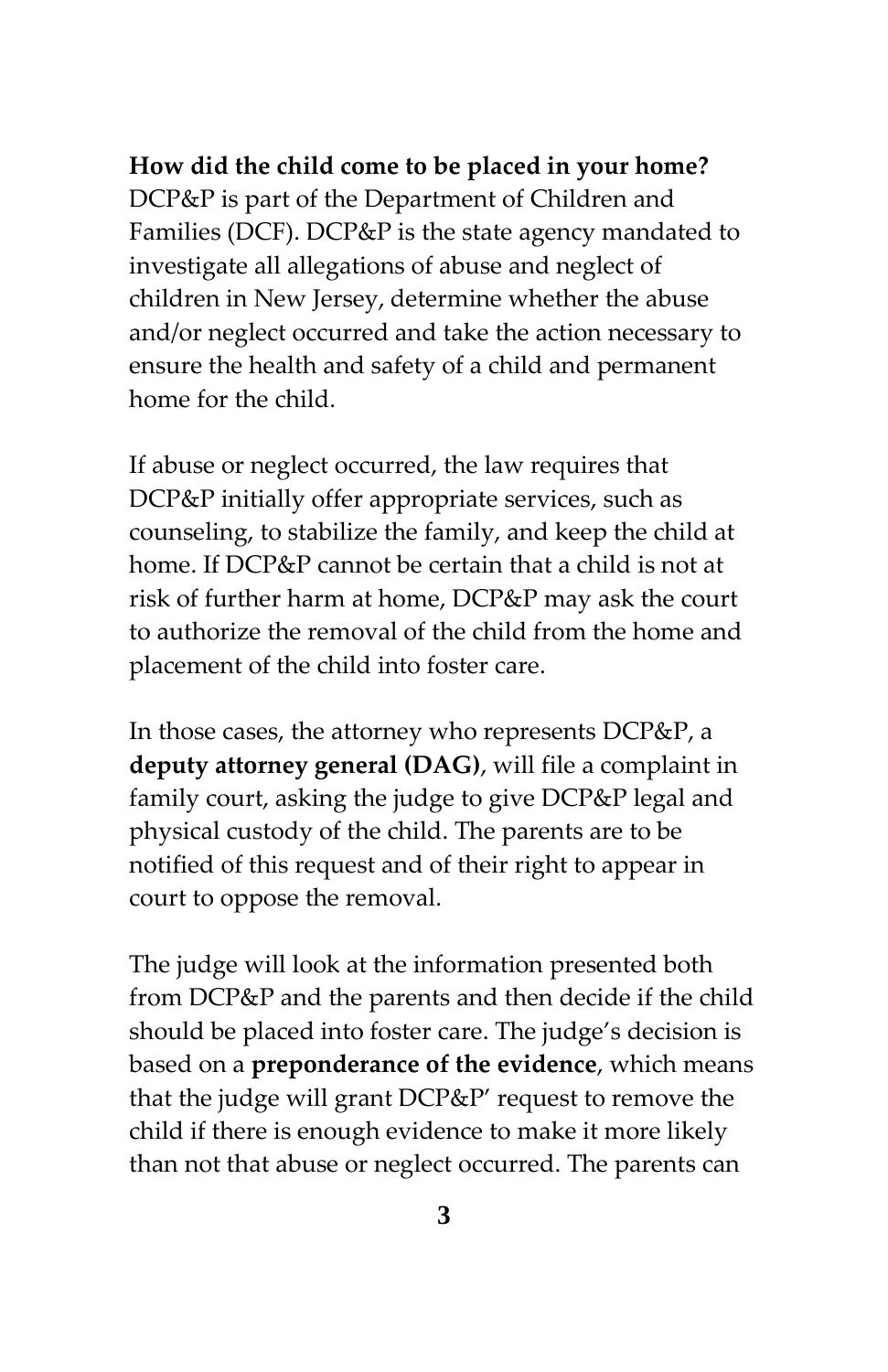**How did the child come to be placed in your home?**
DCP&P is part of the Department of Children and Families (DCF). DCP&P is the state agency mandated to investigate all allegations of abuse and neglect of children in New Jersey, determine whether the abuse and/or neglect occurred and take the action necessary to ensure the health and safety of a child and permanent home for the child.

If abuse or neglect occurred, the law requires that DCP&P initially offer appropriate services, such as counseling, to stabilize the family, and keep the child at home. If DCP&P cannot be certain that a child is not at risk of further harm at home, DCP&P may ask the court to authorize the removal of the child from the home and placement of the child into foster care.

In those cases, the attorney who represents DCP&P, a **deputy attorney general (DAG)**, will file a complaint in family court, asking the judge to give DCP&P legal and physical custody of the child. The parents are to be notified of this request and of their right to appear in court to oppose the removal.

The judge will look at the information presented both from DCP&P and the parents and then decide if the child should be placed into foster care. The judge's decision is based on a **preponderance of the evidence**, which means that the judge will grant DCP&P' request to remove the child if there is enough evidence to make it more likely than not that abuse or neglect occurred. The parents can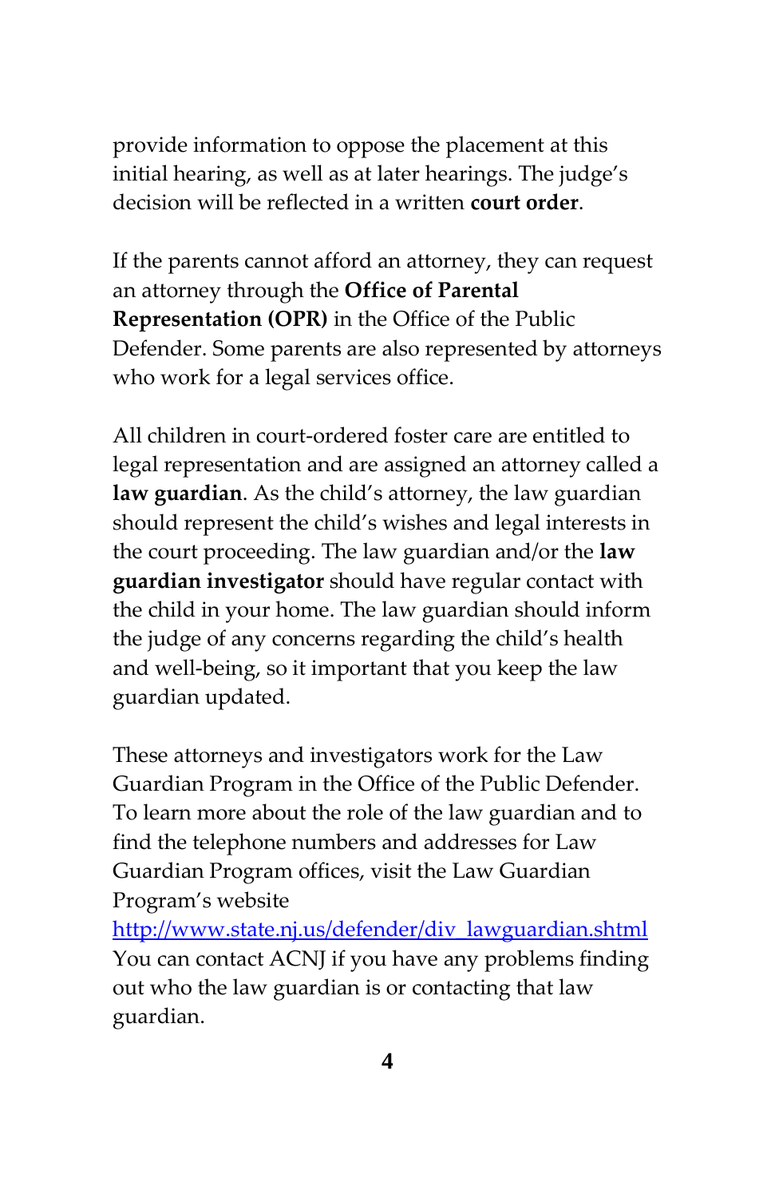provide information to oppose the placement at this initial hearing, as well as at later hearings. The judge's decision will be reflected in a written **court order**.

If the parents cannot afford an attorney, they can request an attorney through the **Office of Parental Representation (OPR)** in the Office of the Public Defender. Some parents are also represented by attorneys who work for a legal services office.

All children in court-ordered foster care are entitled to legal representation and are assigned an attorney called a **law guardian**. As the child's attorney, the law guardian should represent the child's wishes and legal interests in the court proceeding. The law guardian and/or the **law guardian investigator** should have regular contact with the child in your home. The law guardian should inform the judge of any concerns regarding the child's health and well-being, so it important that you keep the law guardian updated.

These attorneys and investigators work for the Law Guardian Program in the Office of the Public Defender. To learn more about the role of the law guardian and to find the telephone numbers and addresses for Law Guardian Program offices, visit the Law Guardian Program's website http://www.state.nj.us/defender/div_lawguardian.shtml You can contact ACNJ if you have any problems finding out who the law guardian is or contacting that law guardian.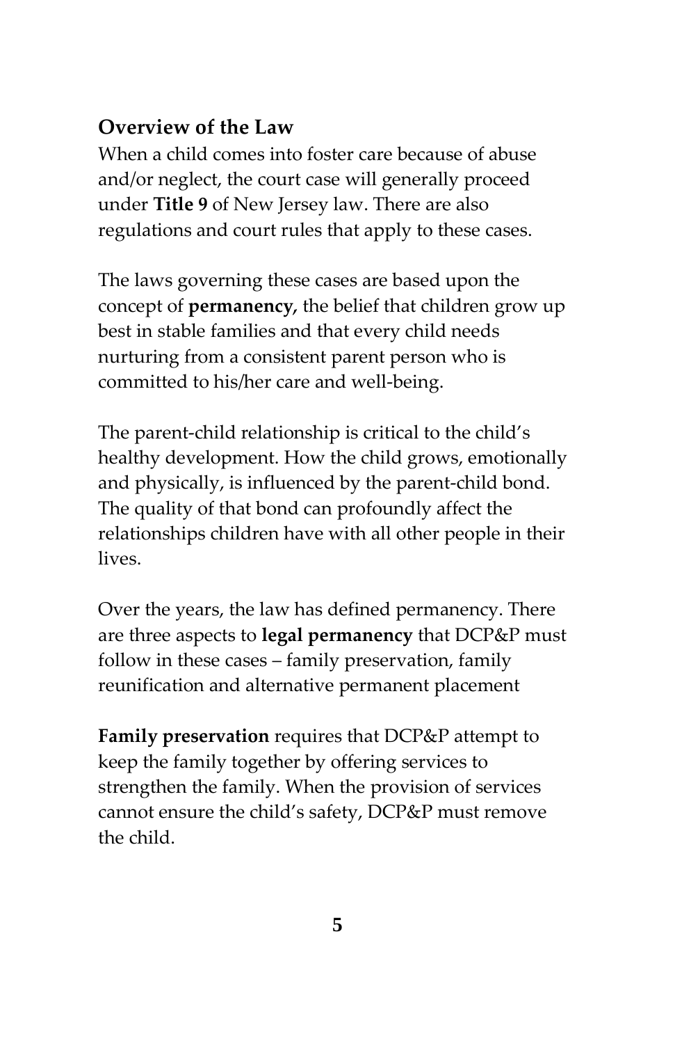## Overview of the Law

When a child comes into foster care because of abuse and/or neglect, the court case will generally proceed under **Title 9** of New Jersey law. There are also regulations and court rules that apply to these cases.

The laws governing these cases are based upon the concept of **permanency,** the belief that children grow up best in stable families and that every child needs nurturing from a consistent parent person who is committed to his/her care and well-being.

The parent-child relationship is critical to the child's healthy development. How the child grows, emotionally and physically, is influenced by the parent-child bond. The quality of that bond can profoundly affect the relationships children have with all other people in their lives.

Over the years, the law has defined permanency. There are three aspects to **legal permanency** that DCP&P must follow in these cases – family preservation, family reunification and alternative permanent placement

**Family preservation** requires that DCP&P attempt to keep the family together by offering services to strengthen the family. When the provision of services cannot ensure the child's safety, DCP&P must remove the child.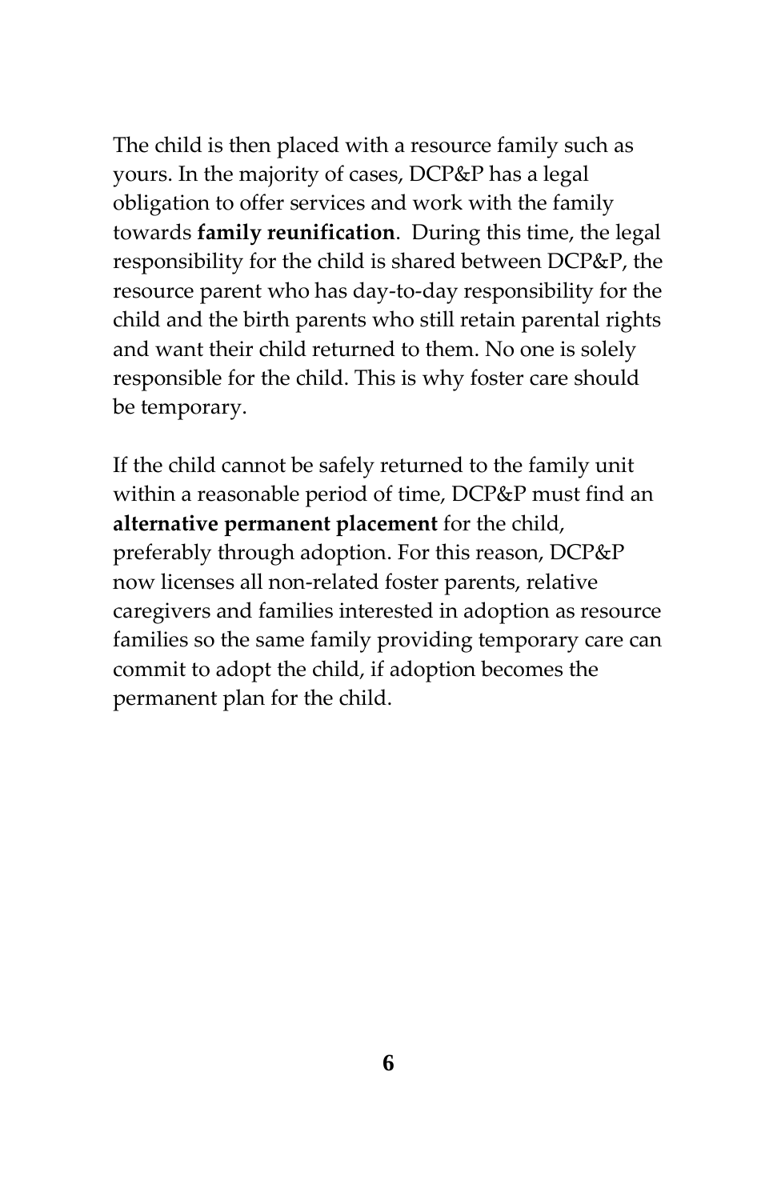The child is then placed with a resource family such as yours. In the majority of cases, DCP&P has a legal obligation to offer services and work with the family towards **family reunification**. During this time, the legal responsibility for the child is shared between DCP&P, the resource parent who has day-to-day responsibility for the child and the birth parents who still retain parental rights and want their child returned to them. No one is solely responsible for the child. This is why foster care should be temporary.

If the child cannot be safely returned to the family unit within a reasonable period of time, DCP&P must find an **alternative permanent placement** for the child, preferably through adoption. For this reason, DCP&P now licenses all non-related foster parents, relative caregivers and families interested in adoption as resource families so the same family providing temporary care can commit to adopt the child, if adoption becomes the permanent plan for the child.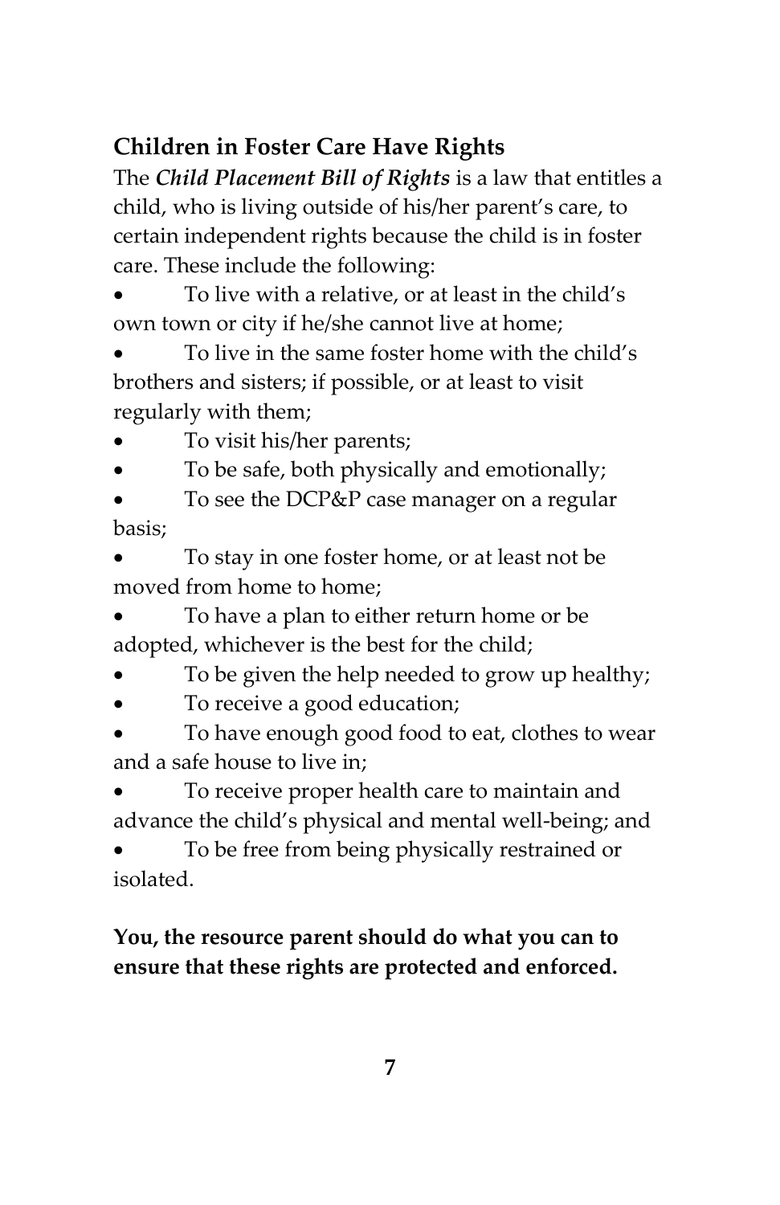## Children in Foster Care Have Rights

The ***Child Placement Bill of Rights*** is a law that entitles a child, who is living outside of his/her parent's care, to certain independent rights because the child is in foster care. These include the following:

- To live with a relative, or at least in the child's own town or city if he/she cannot live at home;
- To live in the same foster home with the child's brothers and sisters; if possible, or at least to visit regularly with them;
- To visit his/her parents;
- To be safe, both physically and emotionally;
- To see the DCP&P case manager on a regular basis;
- To stay in one foster home, or at least not be moved from home to home;
- To have a plan to either return home or be adopted, whichever is the best for the child;
- To be given the help needed to grow up healthy;
- To receive a good education;
- To have enough good food to eat, clothes to wear and a safe house to live in;
- To receive proper health care to maintain and advance the child's physical and mental well-being; and
- To be free from being physically restrained or isolated.

**You, the resource parent should do what you can to ensure that these rights are protected and enforced.**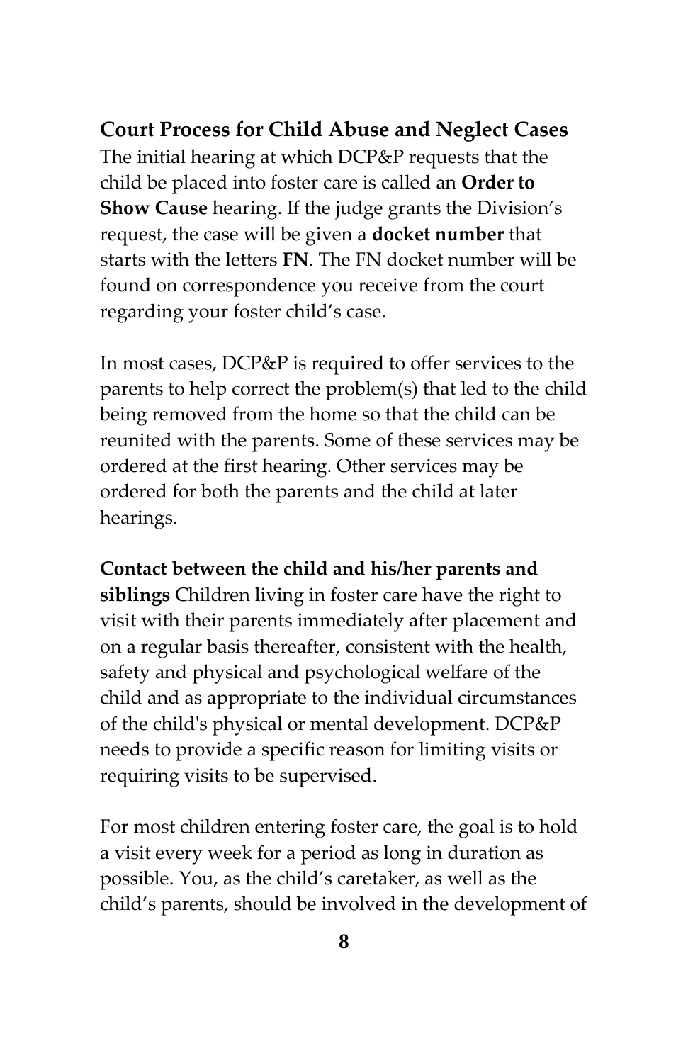**Court Process for Child Abuse and Neglect Cases**
The initial hearing at which DCP&P requests that the child be placed into foster care is called an **Order to Show Cause** hearing. If the judge grants the Division's request, the case will be given a **docket number** that starts with the letters **FN**. The FN docket number will be found on correspondence you receive from the court regarding your foster child's case.

In most cases, DCP&P is required to offer services to the parents to help correct the problem(s) that led to the child being removed from the home so that the child can be reunited with the parents. Some of these services may be ordered at the first hearing. Other services may be ordered for both the parents and the child at later hearings.

**Contact between the child and his/her parents and siblings** Children living in foster care have the right to visit with their parents immediately after placement and on a regular basis thereafter, consistent with the health, safety and physical and psychological welfare of the child and as appropriate to the individual circumstances of the child's physical or mental development. DCP&P needs to provide a specific reason for limiting visits or requiring visits to be supervised.

For most children entering foster care, the goal is to hold a visit every week for a period as long in duration as possible. You, as the child's caretaker, as well as the child's parents, should be involved in the development of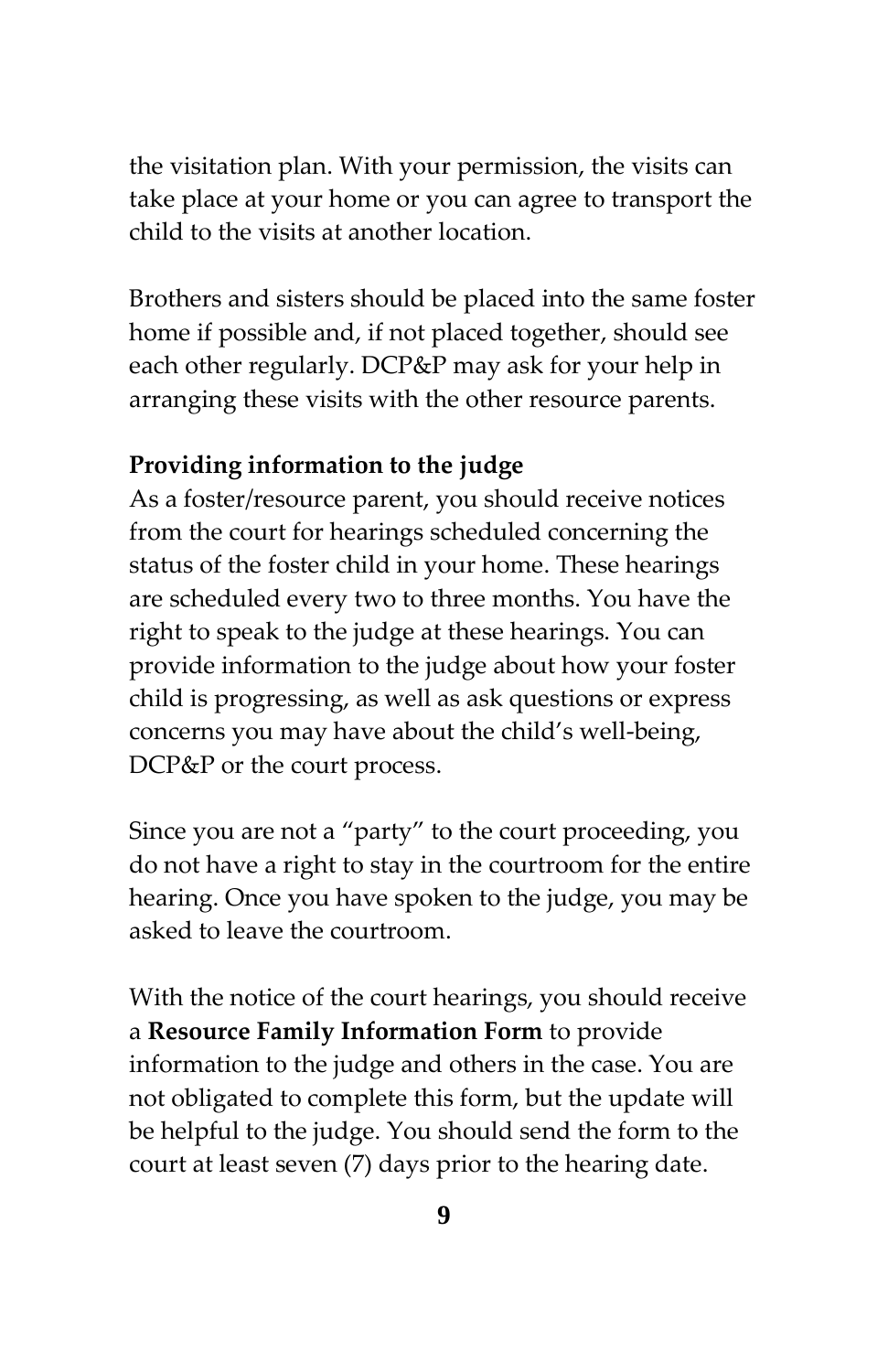the visitation plan. With your permission, the visits can take place at your home or you can agree to transport the child to the visits at another location.

Brothers and sisters should be placed into the same foster home if possible and, if not placed together, should see each other regularly. DCP&P may ask for your help in arranging these visits with the other resource parents.

**Providing information to the judge**

As a foster/resource parent, you should receive notices from the court for hearings scheduled concerning the status of the foster child in your home. These hearings are scheduled every two to three months. You have the right to speak to the judge at these hearings. You can provide information to the judge about how your foster child is progressing, as well as ask questions or express concerns you may have about the child's well-being, DCP&P or the court process.

Since you are not a "party" to the court proceeding, you do not have a right to stay in the courtroom for the entire hearing. Once you have spoken to the judge, you may be asked to leave the courtroom.

With the notice of the court hearings, you should receive a **Resource Family Information Form** to provide information to the judge and others in the case. You are not obligated to complete this form, but the update will be helpful to the judge. You should send the form to the court at least seven (7) days prior to the hearing date.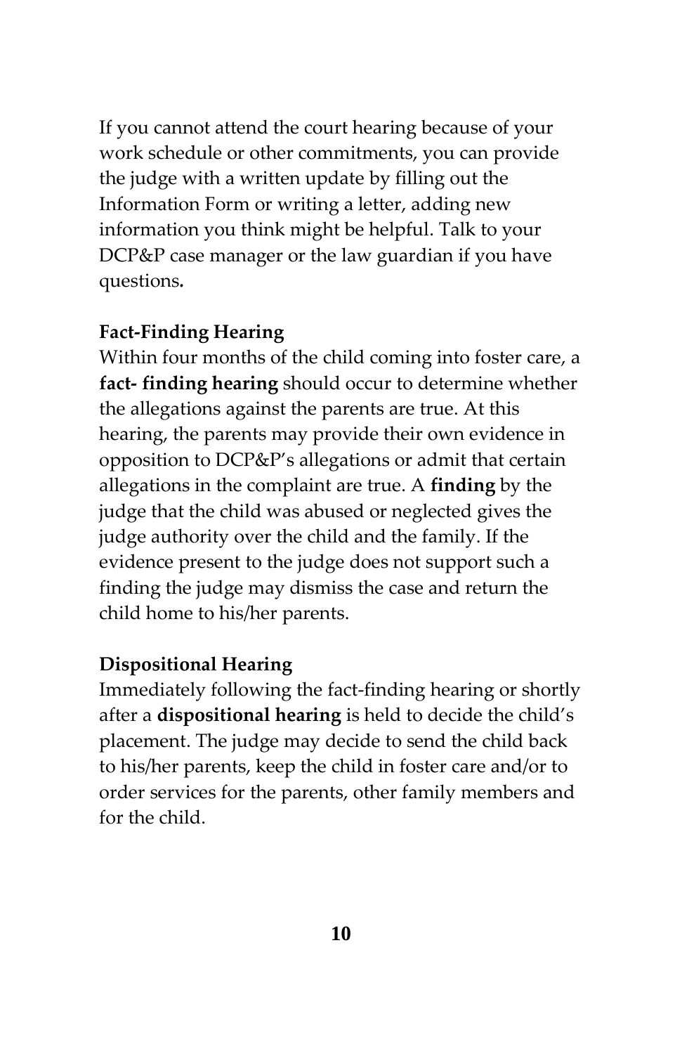If you cannot attend the court hearing because of your work schedule or other commitments, you can provide the judge with a written update by filling out the Information Form or writing a letter, adding new information you think might be helpful. Talk to your DCP&P case manager or the law guardian if you have questions**.**

**Fact-Finding Hearing**

Within four months of the child coming into foster care, a **fact- finding hearing** should occur to determine whether the allegations against the parents are true. At this hearing, the parents may provide their own evidence in opposition to DCP&P's allegations or admit that certain allegations in the complaint are true. A **finding** by the judge that the child was abused or neglected gives the judge authority over the child and the family. If the evidence present to the judge does not support such a finding the judge may dismiss the case and return the child home to his/her parents.

**Dispositional Hearing**

Immediately following the fact-finding hearing or shortly after a **dispositional hearing** is held to decide the child's placement. The judge may decide to send the child back to his/her parents, keep the child in foster care and/or to order services for the parents, other family members and for the child.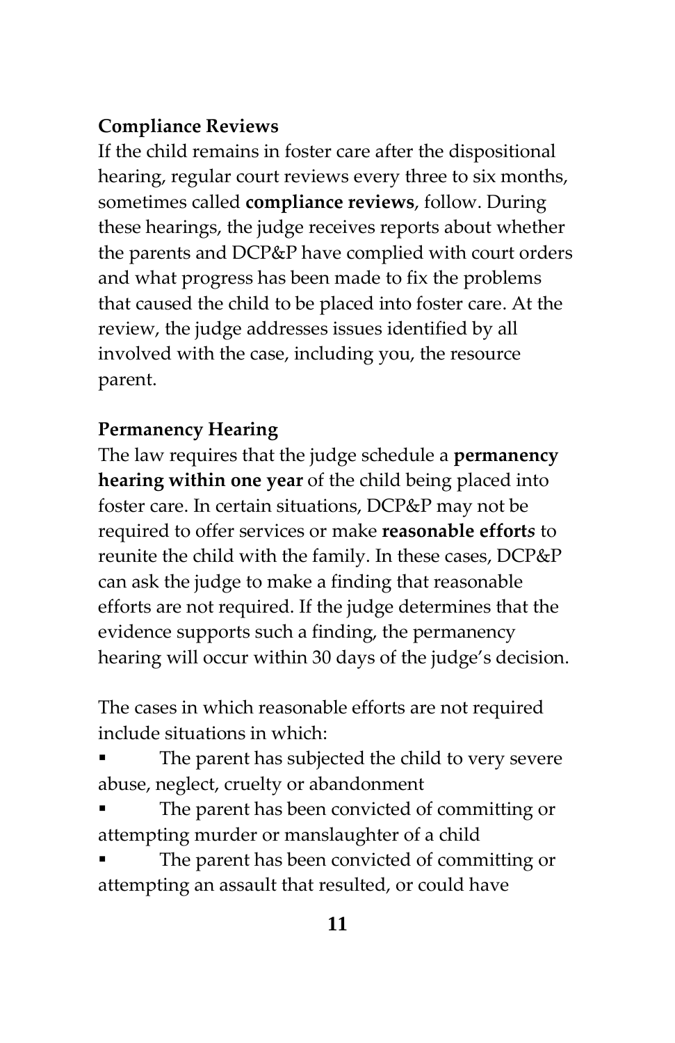**Compliance Reviews**

If the child remains in foster care after the dispositional hearing, regular court reviews every three to six months, sometimes called **compliance reviews**, follow. During these hearings, the judge receives reports about whether the parents and DCP&P have complied with court orders and what progress has been made to fix the problems that caused the child to be placed into foster care. At the review, the judge addresses issues identified by all involved with the case, including you, the resource parent.

**Permanency Hearing**

The law requires that the judge schedule a **permanency hearing within one year** of the child being placed into foster care. In certain situations, DCP&P may not be required to offer services or make **reasonable efforts** to reunite the child with the family. In these cases, DCP&P can ask the judge to make a finding that reasonable efforts are not required. If the judge determines that the evidence supports such a finding, the permanency hearing will occur within 30 days of the judge's decision.

The cases in which reasonable efforts are not required include situations in which:

- The parent has subjected the child to very severe abuse, neglect, cruelty or abandonment
- The parent has been convicted of committing or attempting murder or manslaughter of a child
- The parent has been convicted of committing or attempting an assault that resulted, or could have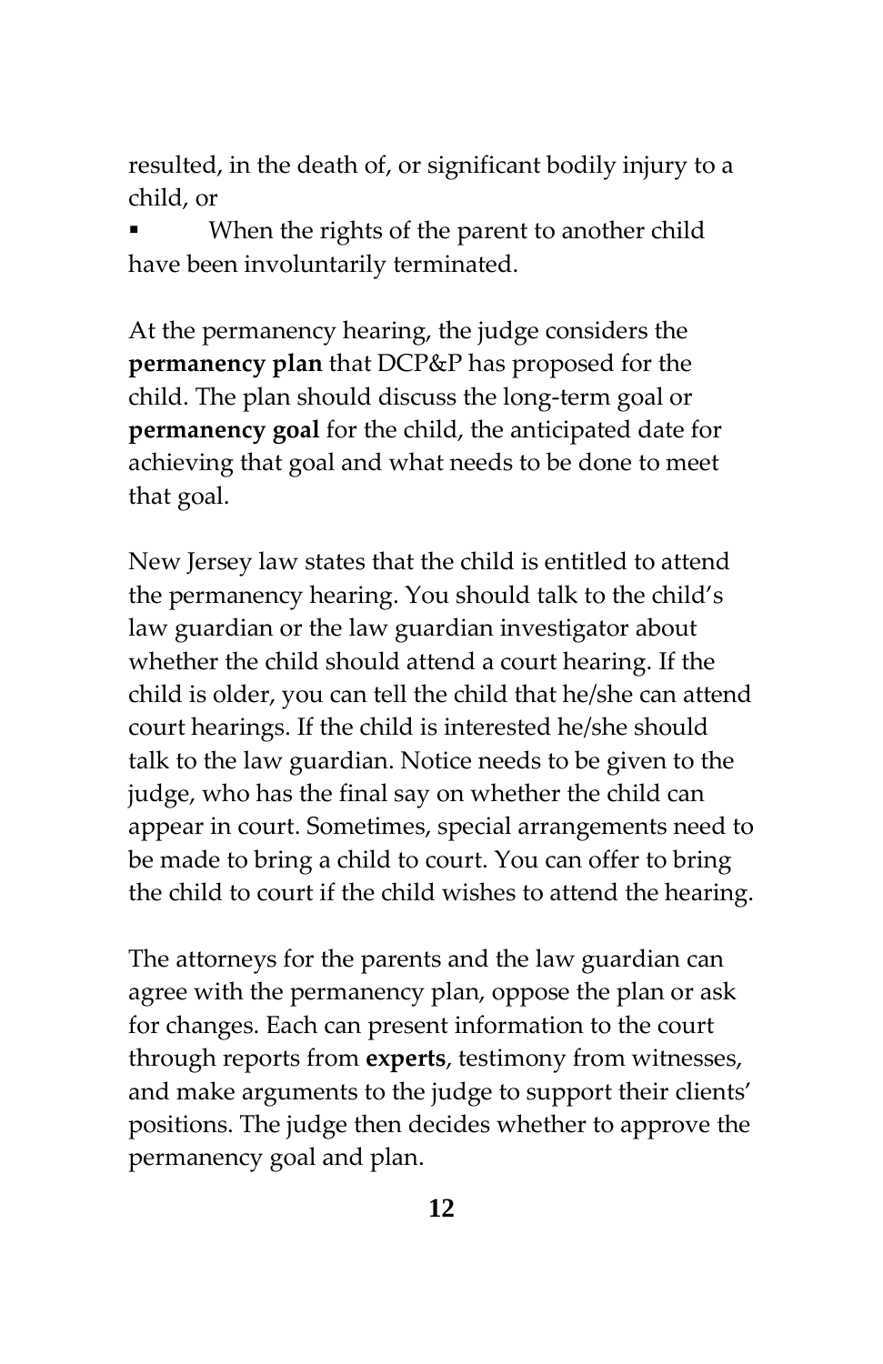resulted, in the death of, or significant bodily injury to a child, or

- When the rights of the parent to another child have been involuntarily terminated.

At the permanency hearing, the judge considers the **permanency plan** that DCP&P has proposed for the child. The plan should discuss the long-term goal or **permanency goal** for the child, the anticipated date for achieving that goal and what needs to be done to meet that goal.

New Jersey law states that the child is entitled to attend the permanency hearing. You should talk to the child's law guardian or the law guardian investigator about whether the child should attend a court hearing. If the child is older, you can tell the child that he/she can attend court hearings. If the child is interested he/she should talk to the law guardian. Notice needs to be given to the judge, who has the final say on whether the child can appear in court. Sometimes, special arrangements need to be made to bring a child to court. You can offer to bring the child to court if the child wishes to attend the hearing.

The attorneys for the parents and the law guardian can agree with the permanency plan, oppose the plan or ask for changes. Each can present information to the court through reports from **experts**, testimony from witnesses, and make arguments to the judge to support their clients' positions. The judge then decides whether to approve the permanency goal and plan.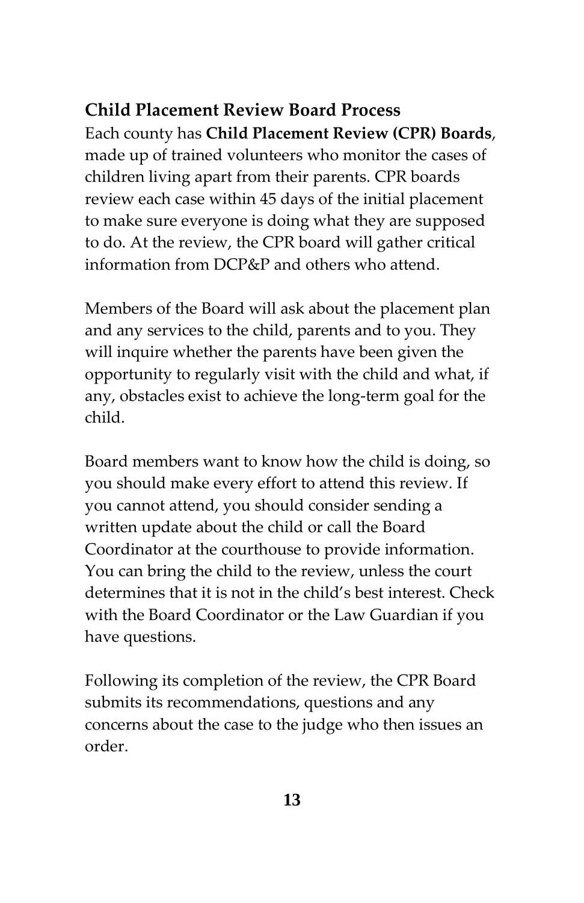## Child Placement Review Board Process

Each county has **Child Placement Review (CPR) Boards**, made up of trained volunteers who monitor the cases of children living apart from their parents. CPR boards review each case within 45 days of the initial placement to make sure everyone is doing what they are supposed to do. At the review, the CPR board will gather critical information from DCP&P and others who attend.

Members of the Board will ask about the placement plan and any services to the child, parents and to you. They will inquire whether the parents have been given the opportunity to regularly visit with the child and what, if any, obstacles exist to achieve the long-term goal for the child.

Board members want to know how the child is doing, so you should make every effort to attend this review. If you cannot attend, you should consider sending a written update about the child or call the Board Coordinator at the courthouse to provide information. You can bring the child to the review, unless the court determines that it is not in the child's best interest. Check with the Board Coordinator or the Law Guardian if you have questions.

Following its completion of the review, the CPR Board submits its recommendations, questions and any concerns about the case to the judge who then issues an order.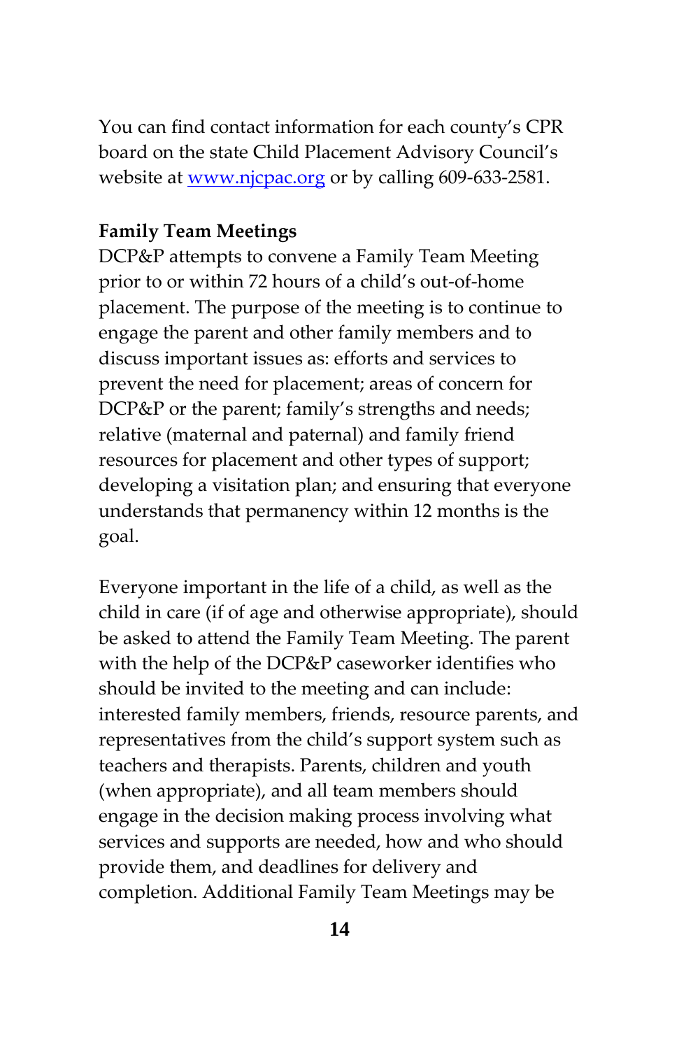You can find contact information for each county's CPR board on the state Child Placement Advisory Council's website at [www.njcpac.org](http://www.njcpac.org) or by calling 609-633-2581.

**Family Team Meetings**

DCP&P attempts to convene a Family Team Meeting prior to or within 72 hours of a child's out-of-home placement. The purpose of the meeting is to continue to engage the parent and other family members and to discuss important issues as: efforts and services to prevent the need for placement; areas of concern for DCP&P or the parent; family's strengths and needs; relative (maternal and paternal) and family friend resources for placement and other types of support; developing a visitation plan; and ensuring that everyone understands that permanency within 12 months is the goal.

Everyone important in the life of a child, as well as the child in care (if of age and otherwise appropriate), should be asked to attend the Family Team Meeting. The parent with the help of the DCP&P caseworker identifies who should be invited to the meeting and can include: interested family members, friends, resource parents, and representatives from the child's support system such as teachers and therapists. Parents, children and youth (when appropriate), and all team members should engage in the decision making process involving what services and supports are needed, how and who should provide them, and deadlines for delivery and completion. Additional Family Team Meetings may be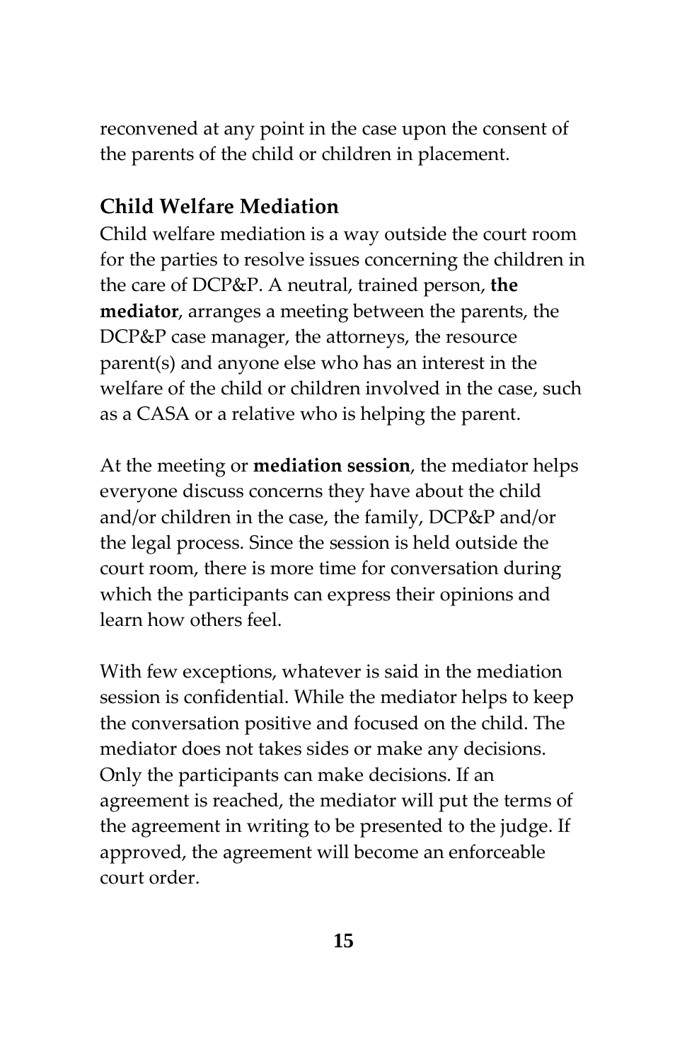reconvened at any point in the case upon the consent of the parents of the child or children in placement.

## Child Welfare Mediation

Child welfare mediation is a way outside the court room for the parties to resolve issues concerning the children in the care of DCP&P. A neutral, trained person, **the mediator**, arranges a meeting between the parents, the DCP&P case manager, the attorneys, the resource parent(s) and anyone else who has an interest in the welfare of the child or children involved in the case, such as a CASA or a relative who is helping the parent.

At the meeting or **mediation session**, the mediator helps everyone discuss concerns they have about the child and/or children in the case, the family, DCP&P and/or the legal process. Since the session is held outside the court room, there is more time for conversation during which the participants can express their opinions and learn how others feel.

With few exceptions, whatever is said in the mediation session is confidential. While the mediator helps to keep the conversation positive and focused on the child. The mediator does not takes sides or make any decisions. Only the participants can make decisions. If an agreement is reached, the mediator will put the terms of the agreement in writing to be presented to the judge. If approved, the agreement will become an enforceable court order.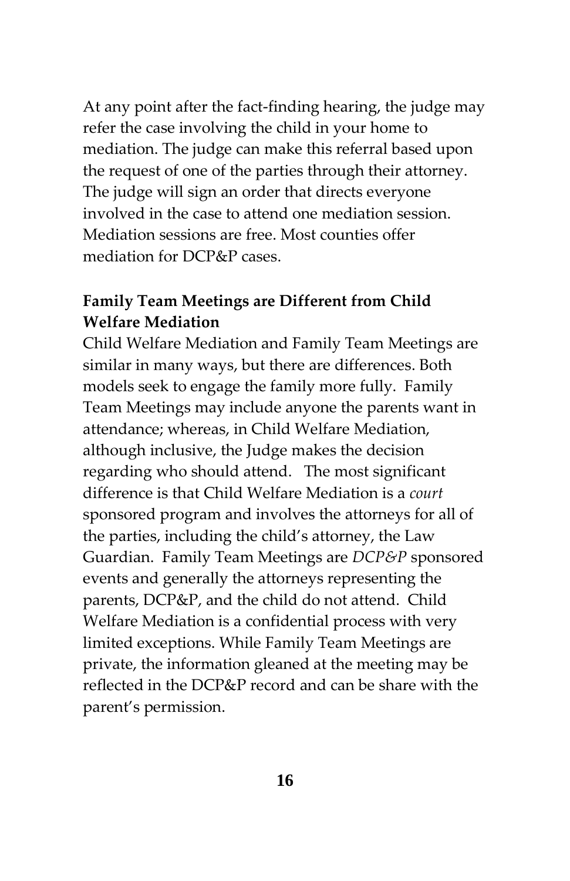At any point after the fact-finding hearing, the judge may refer the case involving the child in your home to mediation. The judge can make this referral based upon the request of one of the parties through their attorney. The judge will sign an order that directs everyone involved in the case to attend one mediation session. Mediation sessions are free. Most counties offer mediation for DCP&P cases.

**Family Team Meetings are Different from Child Welfare Mediation**

Child Welfare Mediation and Family Team Meetings are similar in many ways, but there are differences. Both models seek to engage the family more fully. Family Team Meetings may include anyone the parents want in attendance; whereas, in Child Welfare Mediation, although inclusive, the Judge makes the decision regarding who should attend. The most significant difference is that Child Welfare Mediation is a *court* sponsored program and involves the attorneys for all of the parties, including the child's attorney, the Law Guardian. Family Team Meetings are *DCP&P* sponsored events and generally the attorneys representing the parents, DCP&P, and the child do not attend. Child Welfare Mediation is a confidential process with very limited exceptions. While Family Team Meetings are private, the information gleaned at the meeting may be reflected in the DCP&P record and can be share with the parent's permission.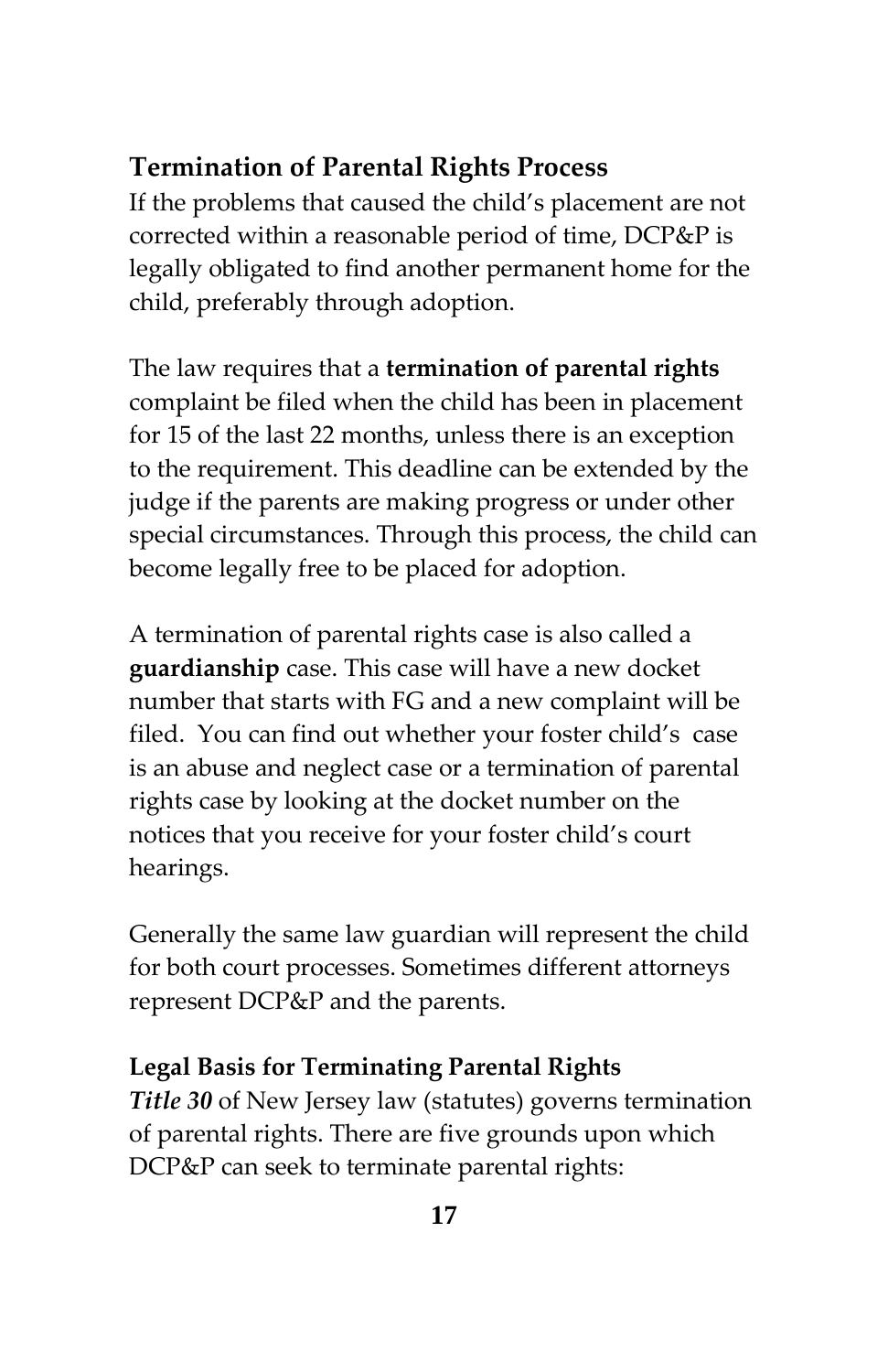## Termination of Parental Rights Process

If the problems that caused the child's placement are not corrected within a reasonable period of time, DCP&P is legally obligated to find another permanent home for the child, preferably through adoption.

The law requires that a **termination of parental rights** complaint be filed when the child has been in placement for 15 of the last 22 months, unless there is an exception to the requirement. This deadline can be extended by the judge if the parents are making progress or under other special circumstances. Through this process, the child can become legally free to be placed for adoption.

A termination of parental rights case is also called a **guardianship** case. This case will have a new docket number that starts with FG and a new complaint will be filed. You can find out whether your foster child's case is an abuse and neglect case or a termination of parental rights case by looking at the docket number on the notices that you receive for your foster child's court hearings.

Generally the same law guardian will represent the child for both court processes. Sometimes different attorneys represent DCP&P and the parents.

### Legal Basis for Terminating Parental Rights

***Title 30*** of New Jersey law (statutes) governs termination of parental rights. There are five grounds upon which DCP&P can seek to terminate parental rights: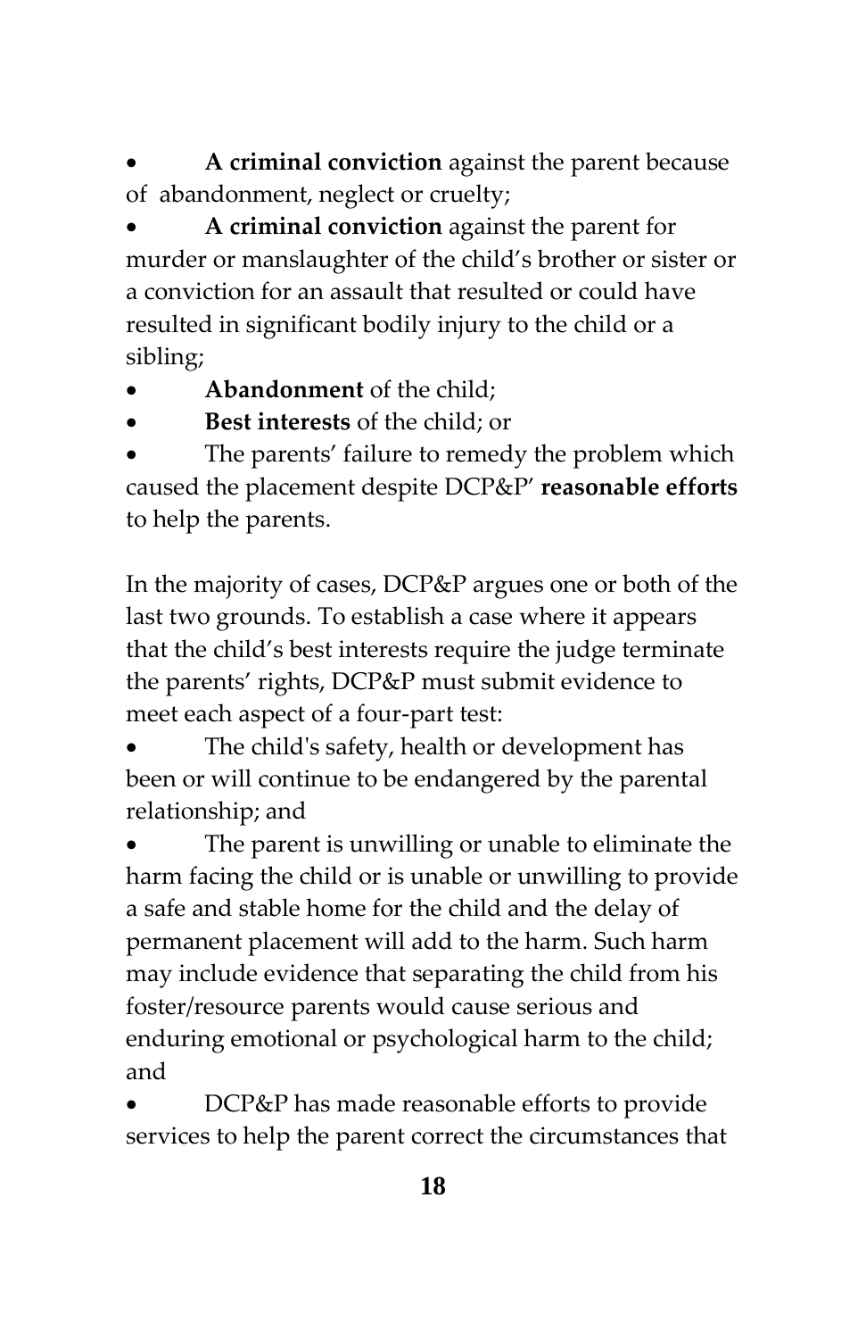- **A criminal conviction** against the parent because of abandonment, neglect or cruelty;
- **A criminal conviction** against the parent for murder or manslaughter of the child's brother or sister or a conviction for an assault that resulted or could have resulted in significant bodily injury to the child or a sibling;
- **Abandonment** of the child;
- **Best interests** of the child; or
- The parents' failure to remedy the problem which caused the placement despite DCP&P' **reasonable efforts** to help the parents.

In the majority of cases, DCP&P argues one or both of the last two grounds. To establish a case where it appears that the child's best interests require the judge terminate the parents' rights, DCP&P must submit evidence to meet each aspect of a four-part test:

- The child's safety, health or development has been or will continue to be endangered by the parental relationship; and
- The parent is unwilling or unable to eliminate the harm facing the child or is unable or unwilling to provide a safe and stable home for the child and the delay of permanent placement will add to the harm. Such harm may include evidence that separating the child from his foster/resource parents would cause serious and enduring emotional or psychological harm to the child; and
- DCP&P has made reasonable efforts to provide services to help the parent correct the circumstances that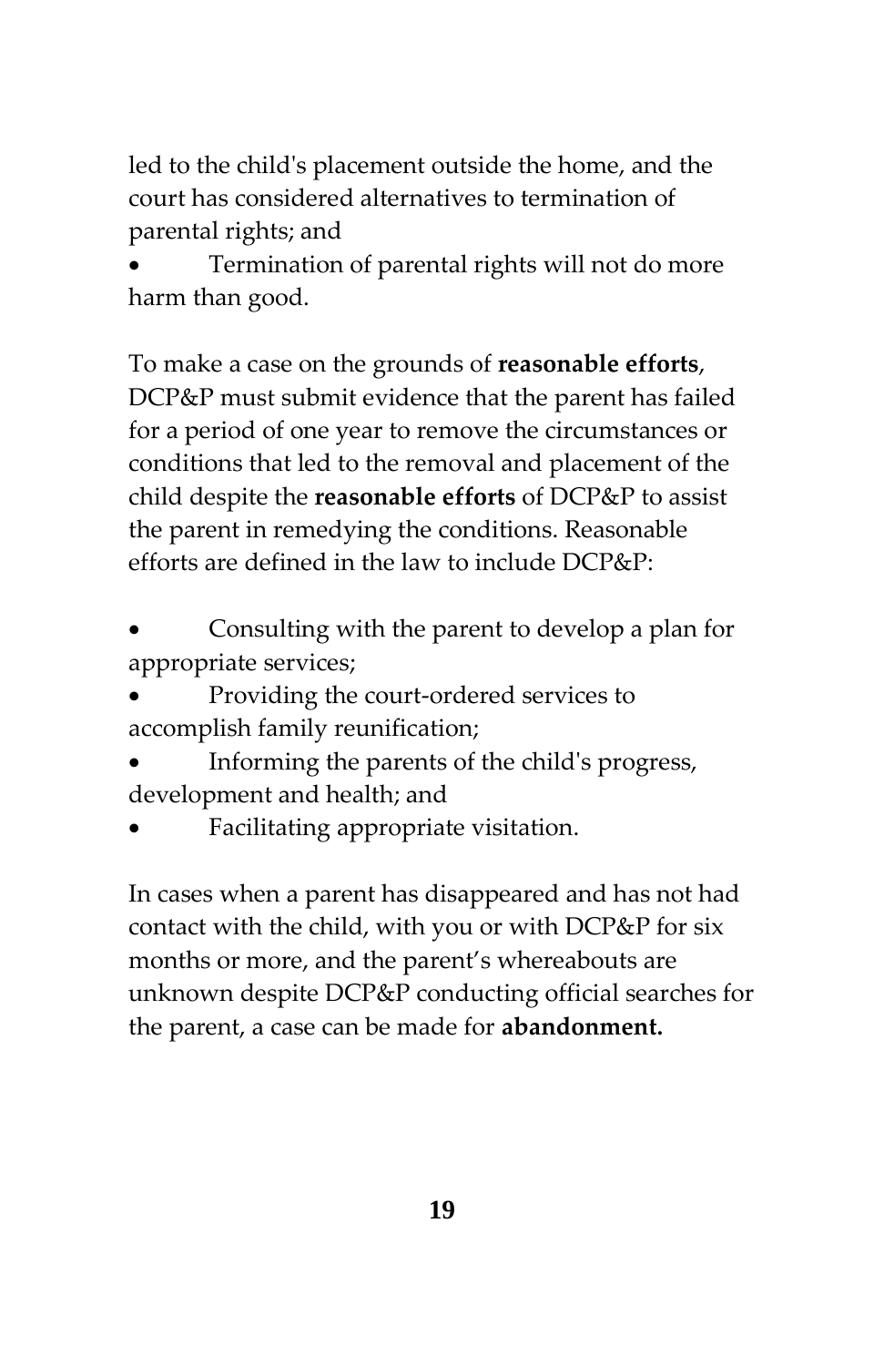led to the child's placement outside the home, and the court has considered alternatives to termination of parental rights; and

- Termination of parental rights will not do more harm than good.

To make a case on the grounds of **reasonable efforts**, DCP&P must submit evidence that the parent has failed for a period of one year to remove the circumstances or conditions that led to the removal and placement of the child despite the **reasonable efforts** of DCP&P to assist the parent in remedying the conditions. Reasonable efforts are defined in the law to include DCP&P:

- Consulting with the parent to develop a plan for appropriate services;
- Providing the court-ordered services to accomplish family reunification;
- Informing the parents of the child's progress, development and health; and
- Facilitating appropriate visitation.

In cases when a parent has disappeared and has not had contact with the child, with you or with DCP&P for six months or more, and the parent's whereabouts are unknown despite DCP&P conducting official searches for the parent, a case can be made for **abandonment.**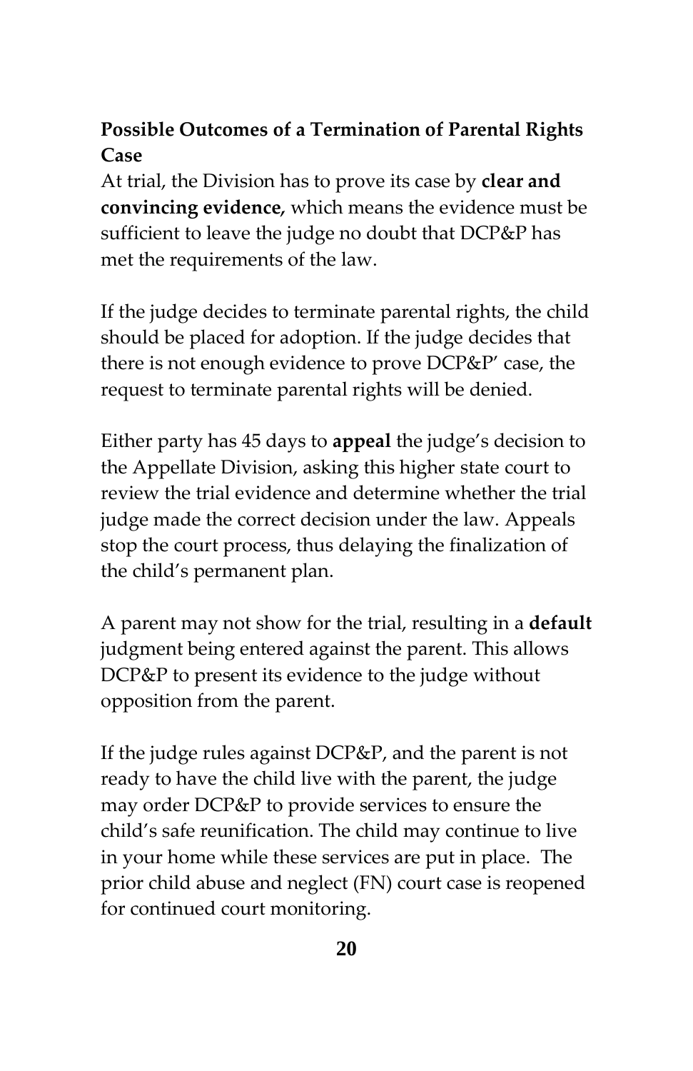**Possible Outcomes of a Termination of Parental Rights Case**

At trial, the Division has to prove its case by **clear and convincing evidence,** which means the evidence must be sufficient to leave the judge no doubt that DCP&P has met the requirements of the law.

If the judge decides to terminate parental rights, the child should be placed for adoption. If the judge decides that there is not enough evidence to prove DCP&P' case, the request to terminate parental rights will be denied.

Either party has 45 days to **appeal** the judge's decision to the Appellate Division, asking this higher state court to review the trial evidence and determine whether the trial judge made the correct decision under the law. Appeals stop the court process, thus delaying the finalization of the child's permanent plan.

A parent may not show for the trial, resulting in a **default** judgment being entered against the parent. This allows DCP&P to present its evidence to the judge without opposition from the parent.

If the judge rules against DCP&P, and the parent is not ready to have the child live with the parent, the judge may order DCP&P to provide services to ensure the child's safe reunification. The child may continue to live in your home while these services are put in place. The prior child abuse and neglect (FN) court case is reopened for continued court monitoring.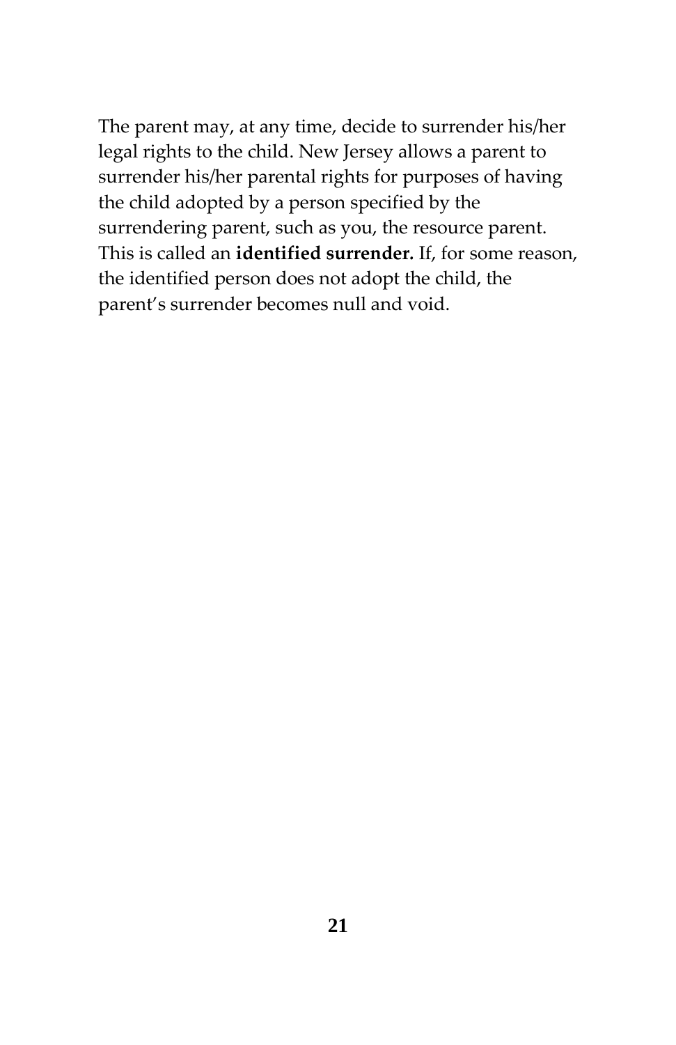The parent may, at any time, decide to surrender his/her legal rights to the child. New Jersey allows a parent to surrender his/her parental rights for purposes of having the child adopted by a person specified by the surrendering parent, such as you, the resource parent. This is called an **identified surrender.** If, for some reason, the identified person does not adopt the child, the parent's surrender becomes null and void.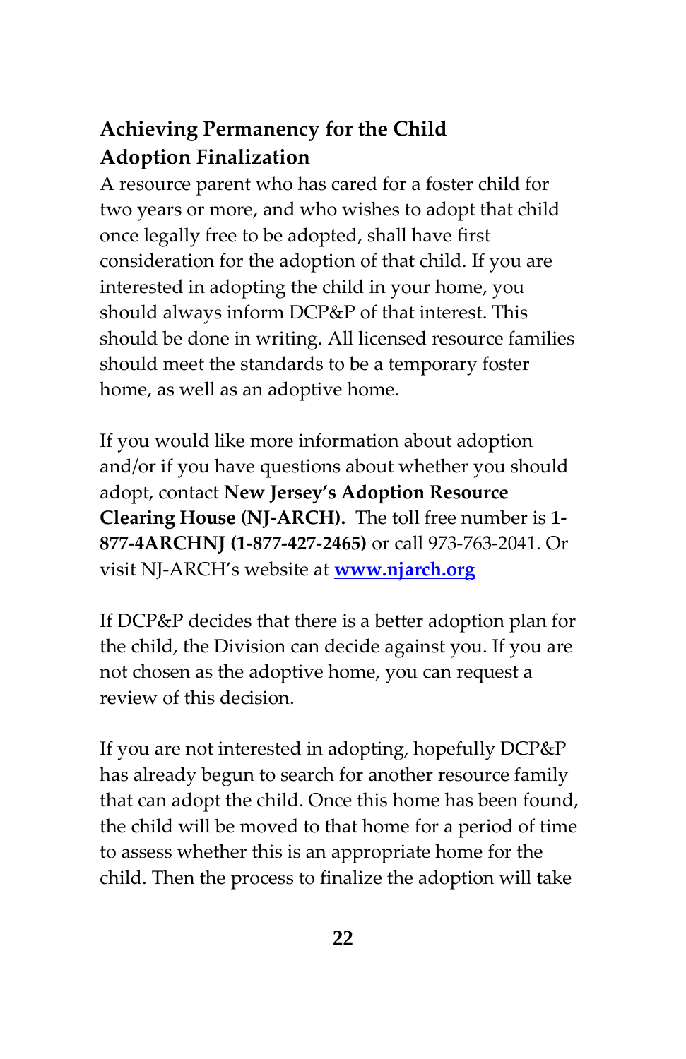## Achieving Permanency for the Child

### Adoption Finalization

A resource parent who has cared for a foster child for two years or more, and who wishes to adopt that child once legally free to be adopted, shall have first consideration for the adoption of that child. If you are interested in adopting the child in your home, you should always inform DCP&P of that interest. This should be done in writing. All licensed resource families should meet the standards to be a temporary foster home, as well as an adoptive home.

If you would like more information about adoption and/or if you have questions about whether you should adopt, contact **New Jersey's Adoption Resource Clearing House (NJ-ARCH).** The toll free number is **1-877-4ARCHNJ (1-877-427-2465)** or call 973-763-2041. Or visit NJ-ARCH's website at **[www.njarch.org](http://www.njarch.org)**

If DCP&P decides that there is a better adoption plan for the child, the Division can decide against you. If you are not chosen as the adoptive home, you can request a review of this decision.

If you are not interested in adopting, hopefully DCP&P has already begun to search for another resource family that can adopt the child. Once this home has been found, the child will be moved to that home for a period of time to assess whether this is an appropriate home for the child. Then the process to finalize the adoption will take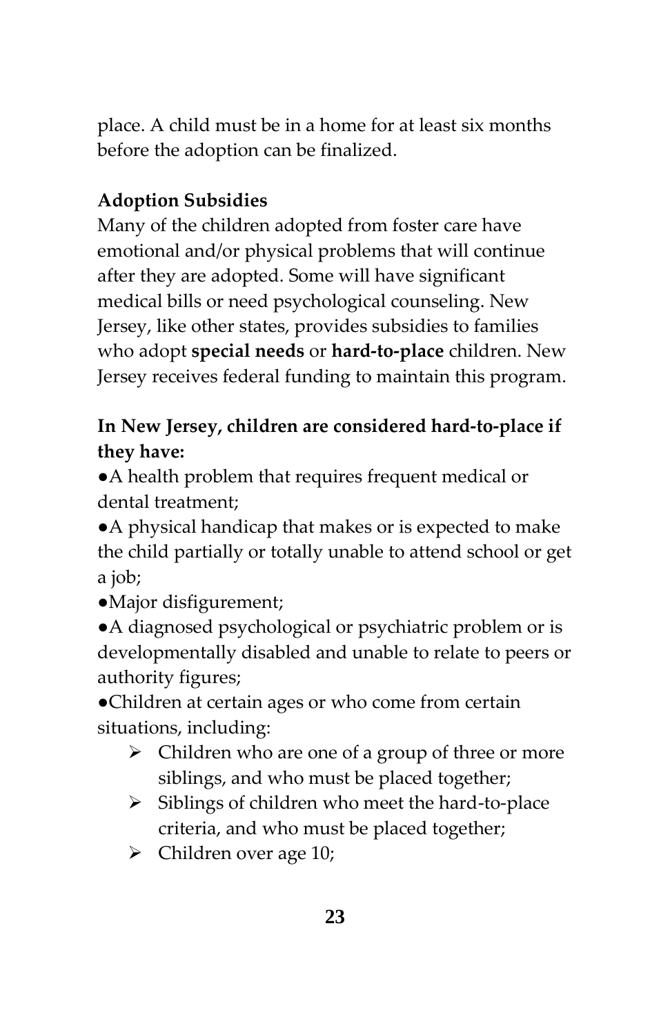place. A child must be in a home for at least six months before the adoption can be finalized.

### Adoption Subsidies

Many of the children adopted from foster care have emotional and/or physical problems that will continue after they are adopted. Some will have significant medical bills or need psychological counseling. New Jersey, like other states, provides subsidies to families who adopt **special needs** or **hard-to-place** children. New Jersey receives federal funding to maintain this program.

**In New Jersey, children are considered hard-to-place if they have:**

- A health problem that requires frequent medical or dental treatment;
- A physical handicap that makes or is expected to make the child partially or totally unable to attend school or get a job;
- Major disfigurement;
- A diagnosed psychological or psychiatric problem or is developmentally disabled and unable to relate to peers or authority figures;
- Children at certain ages or who come from certain situations, including:
    - Children who are one of a group of three or more siblings, and who must be placed together;
    - Siblings of children who meet the hard-to-place criteria, and who must be placed together;
    - Children over age 10;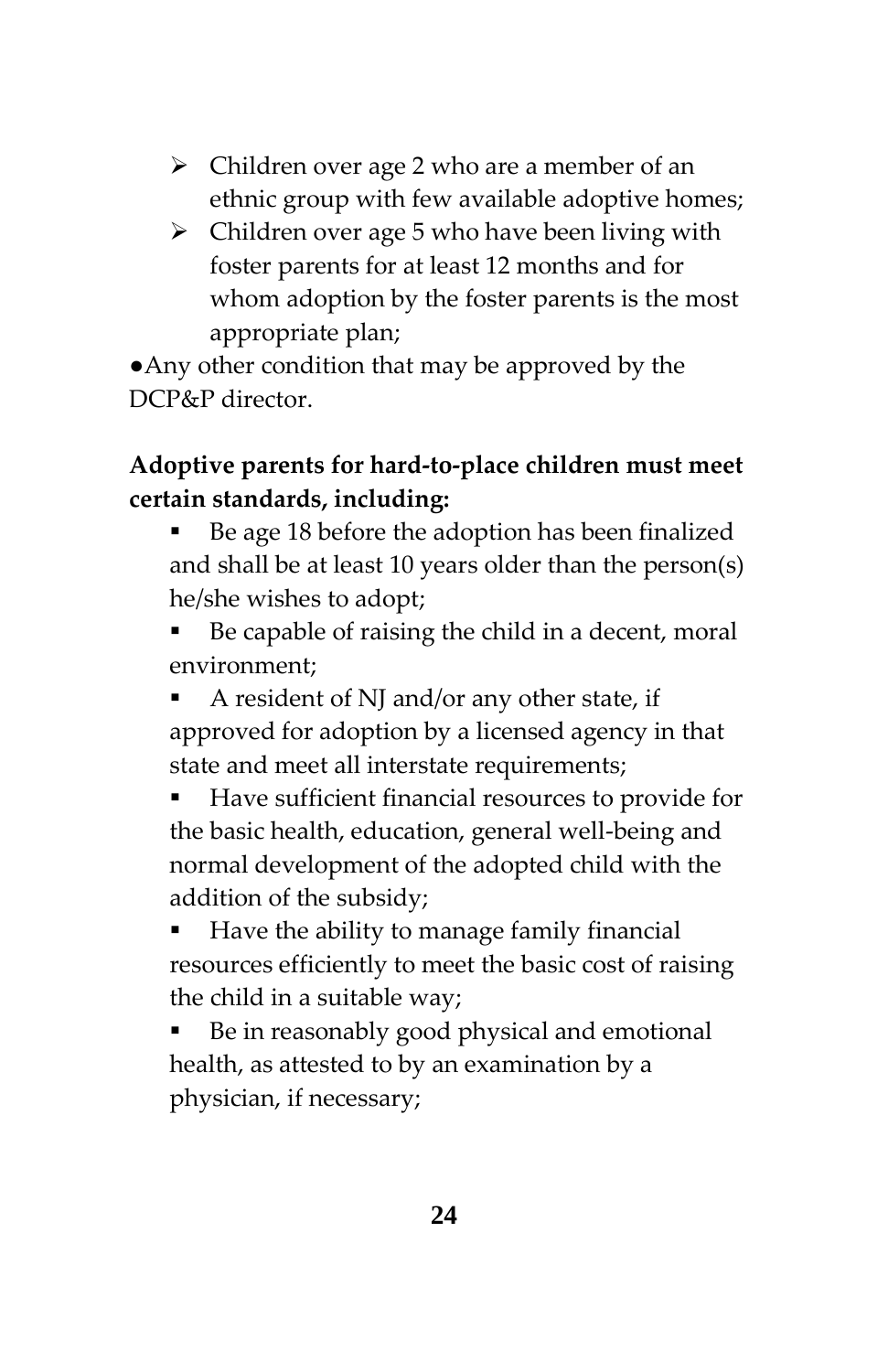- Children over age 2 who are a member of an ethnic group with few available adoptive homes;
   - Children over age 5 who have been living with foster parents for at least 12 months and for whom adoption by the foster parents is the most appropriate plan;

- Any other condition that may be approved by the DCP&P director.

**Adoptive parents for hard-to-place children must meet certain standards, including:**

- Be age 18 before the adoption has been finalized and shall be at least 10 years older than the person(s) he/she wishes to adopt;
- Be capable of raising the child in a decent, moral environment;
- A resident of NJ and/or any other state, if approved for adoption by a licensed agency in that state and meet all interstate requirements;
- Have sufficient financial resources to provide for the basic health, education, general well-being and normal development of the adopted child with the addition of the subsidy;
- Have the ability to manage family financial resources efficiently to meet the basic cost of raising the child in a suitable way;
- Be in reasonably good physical and emotional health, as attested to by an examination by a physician, if necessary;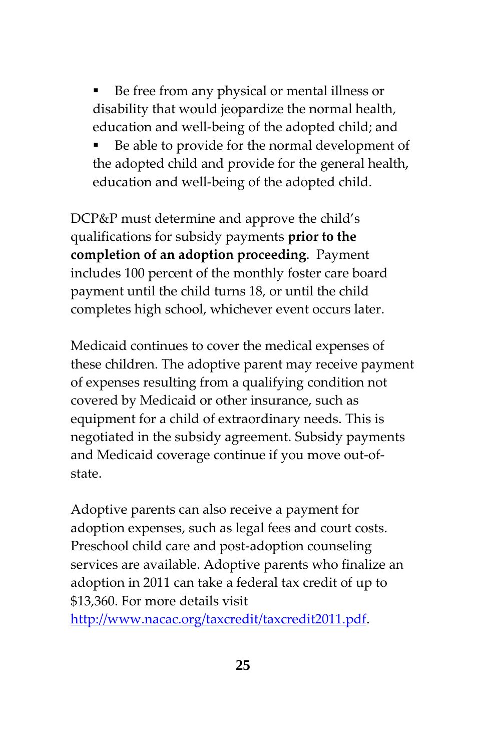- Be free from any physical or mental illness or disability that would jeopardize the normal health, education and well-being of the adopted child; and
- Be able to provide for the normal development of the adopted child and provide for the general health, education and well-being of the adopted child.

DCP&P must determine and approve the child's qualifications for subsidy payments **prior to the completion of an adoption proceeding**. Payment includes 100 percent of the monthly foster care board payment until the child turns 18, or until the child completes high school, whichever event occurs later.

Medicaid continues to cover the medical expenses of these children. The adoptive parent may receive payment of expenses resulting from a qualifying condition not covered by Medicaid or other insurance, such as equipment for a child of extraordinary needs. This is negotiated in the subsidy agreement. Subsidy payments and Medicaid coverage continue if you move out-of-state.

Adoptive parents can also receive a payment for adoption expenses, such as legal fees and court costs. Preschool child care and post-adoption counseling services are available. Adoptive parents who finalize an adoption in 2011 can take a federal tax credit of up to $13,360. For more details visit [http://www.nacac.org/taxcredit/taxcredit2011.pdf](http://www.nacac.org/taxcredit/taxcredit2011.pdf).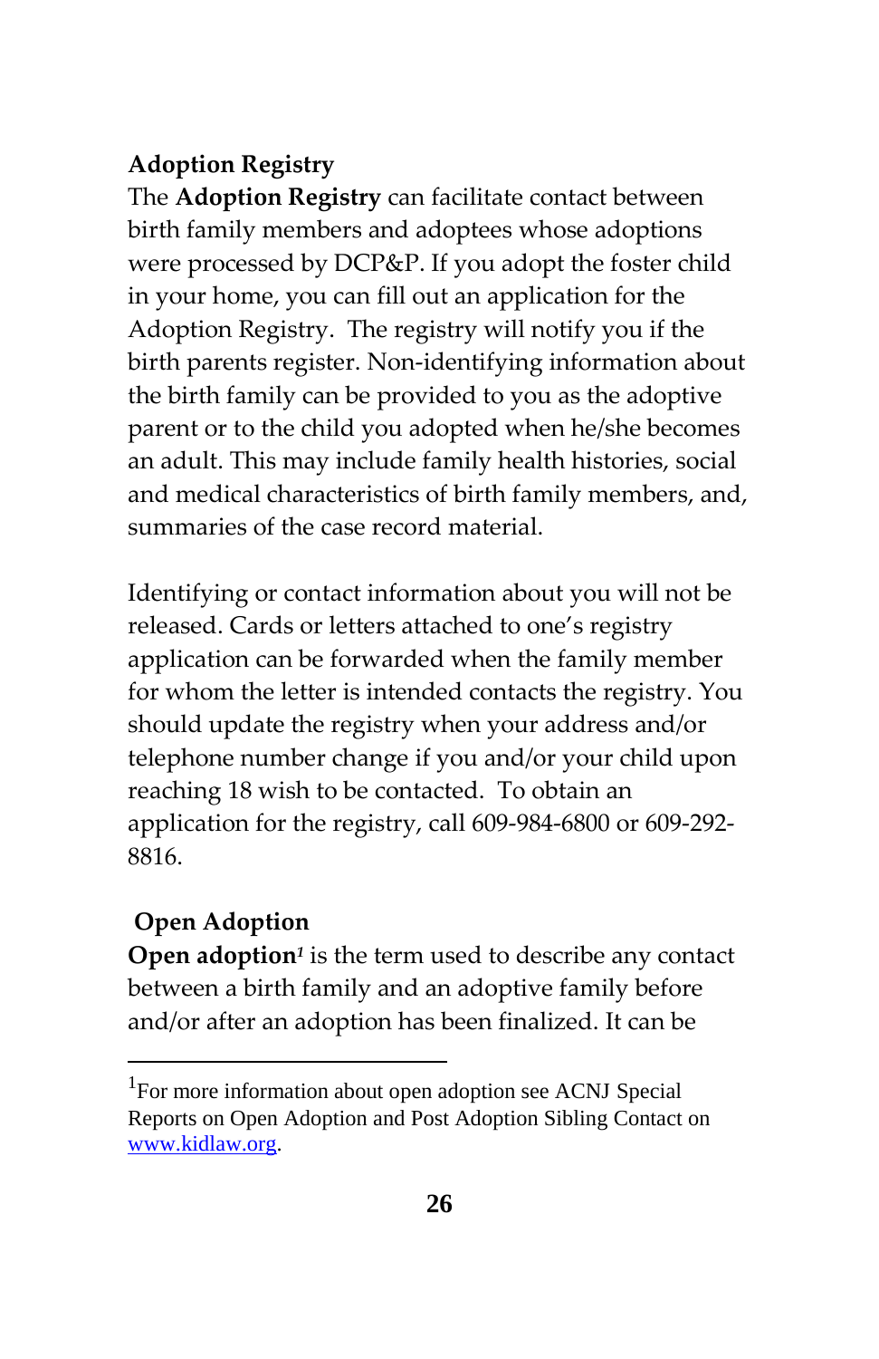## Adoption Registry

The **Adoption Registry** can facilitate contact between birth family members and adoptees whose adoptions were processed by DCP&P. If you adopt the foster child in your home, you can fill out an application for the Adoption Registry. The registry will notify you if the birth parents register. Non-identifying information about the birth family can be provided to you as the adoptive parent or to the child you adopted when he/she becomes an adult. This may include family health histories, social and medical characteristics of birth family members, and, summaries of the case record material.

Identifying or contact information about you will not be released. Cards or letters attached to one's registry application can be forwarded when the family member for whom the letter is intended contacts the registry. You should update the registry when your address and/or telephone number change if you and/or your child upon reaching 18 wish to be contacted. To obtain an application for the registry, call 609-984-6800 or 609-292-8816.

## Open Adoption

**Open adoption**[1] is the term used to describe any contact between a birth family and an adoptive family before and/or after an adoption has been finalized. It can be

---

[1] For more information about open adoption see ACNJ Special Reports on Open Adoption and Post Adoption Sibling Contact on www.kidlaw.org.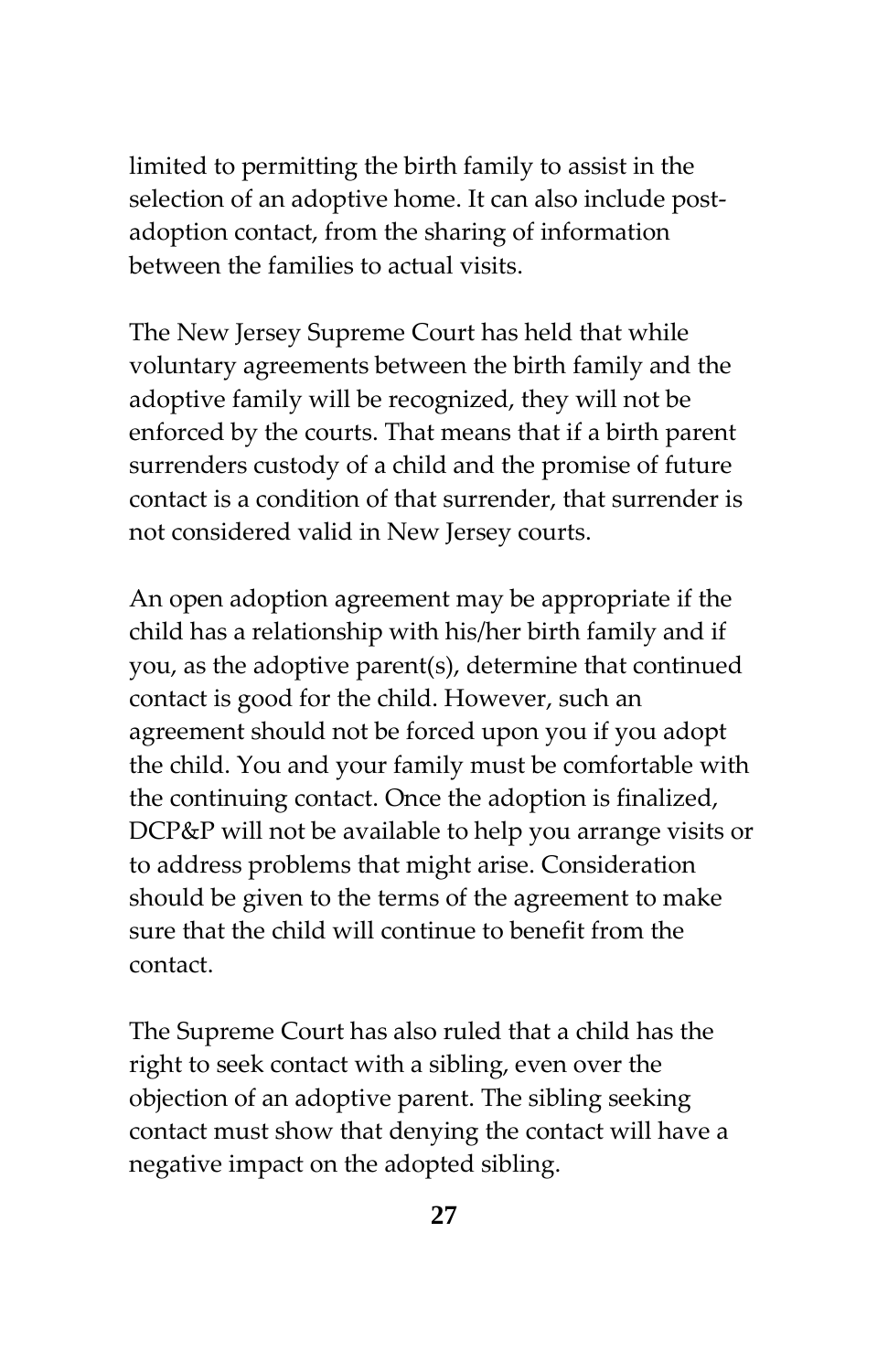limited to permitting the birth family to assist in the selection of an adoptive home. It can also include post-adoption contact, from the sharing of information between the families to actual visits.

The New Jersey Supreme Court has held that while voluntary agreements between the birth family and the adoptive family will be recognized, they will not be enforced by the courts. That means that if a birth parent surrenders custody of a child and the promise of future contact is a condition of that surrender, that surrender is not considered valid in New Jersey courts.

An open adoption agreement may be appropriate if the child has a relationship with his/her birth family and if you, as the adoptive parent(s), determine that continued contact is good for the child. However, such an agreement should not be forced upon you if you adopt the child. You and your family must be comfortable with the continuing contact. Once the adoption is finalized, DCP&P will not be available to help you arrange visits or to address problems that might arise. Consideration should be given to the terms of the agreement to make sure that the child will continue to benefit from the contact.

The Supreme Court has also ruled that a child has the right to seek contact with a sibling, even over the objection of an adoptive parent. The sibling seeking contact must show that denying the contact will have a negative impact on the adopted sibling.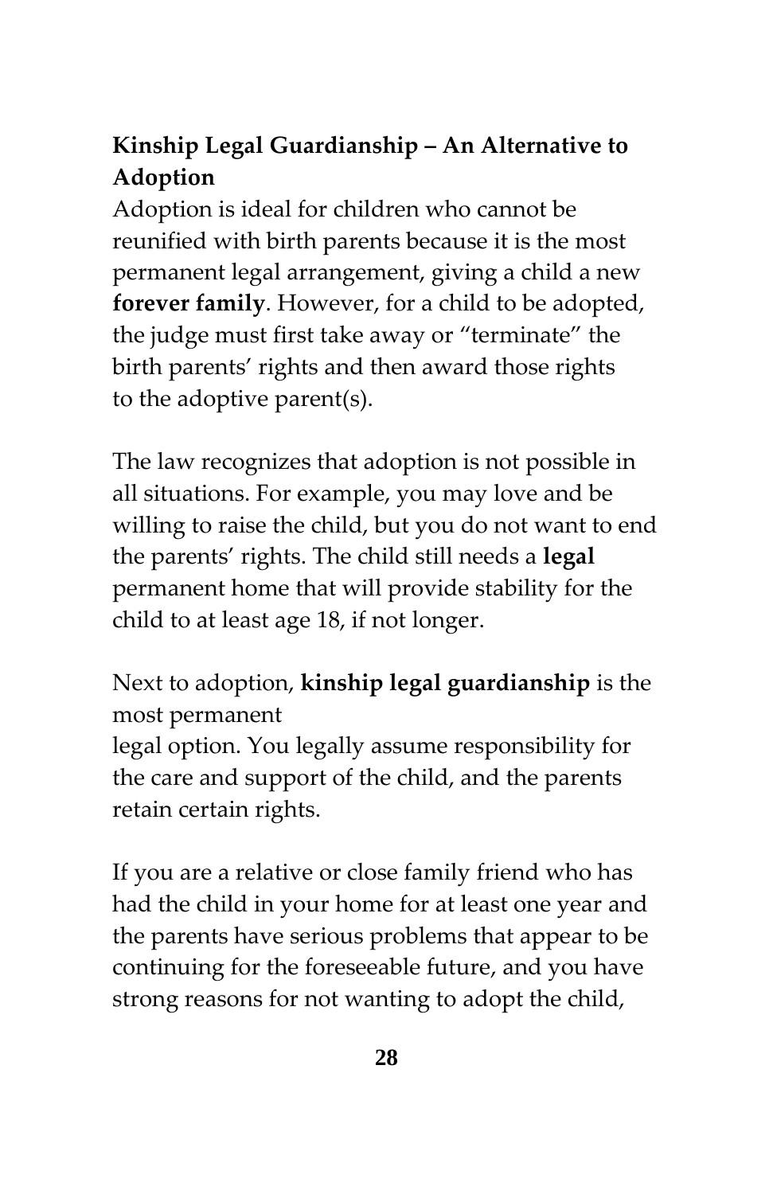**Kinship Legal Guardianship – An Alternative to Adoption**

Adoption is ideal for children who cannot be reunified with birth parents because it is the most permanent legal arrangement, giving a child a new **forever family**. However, for a child to be adopted, the judge must first take away or "terminate" the birth parents' rights and then award those rights to the adoptive parent(s).

The law recognizes that adoption is not possible in all situations. For example, you may love and be willing to raise the child, but you do not want to end the parents' rights. The child still needs a **legal** permanent home that will provide stability for the child to at least age 18, if not longer.

Next to adoption, **kinship legal guardianship** is the most permanent legal option. You legally assume responsibility for the care and support of the child, and the parents retain certain rights.

If you are a relative or close family friend who has had the child in your home for at least one year and the parents have serious problems that appear to be continuing for the foreseeable future, and you have strong reasons for not wanting to adopt the child,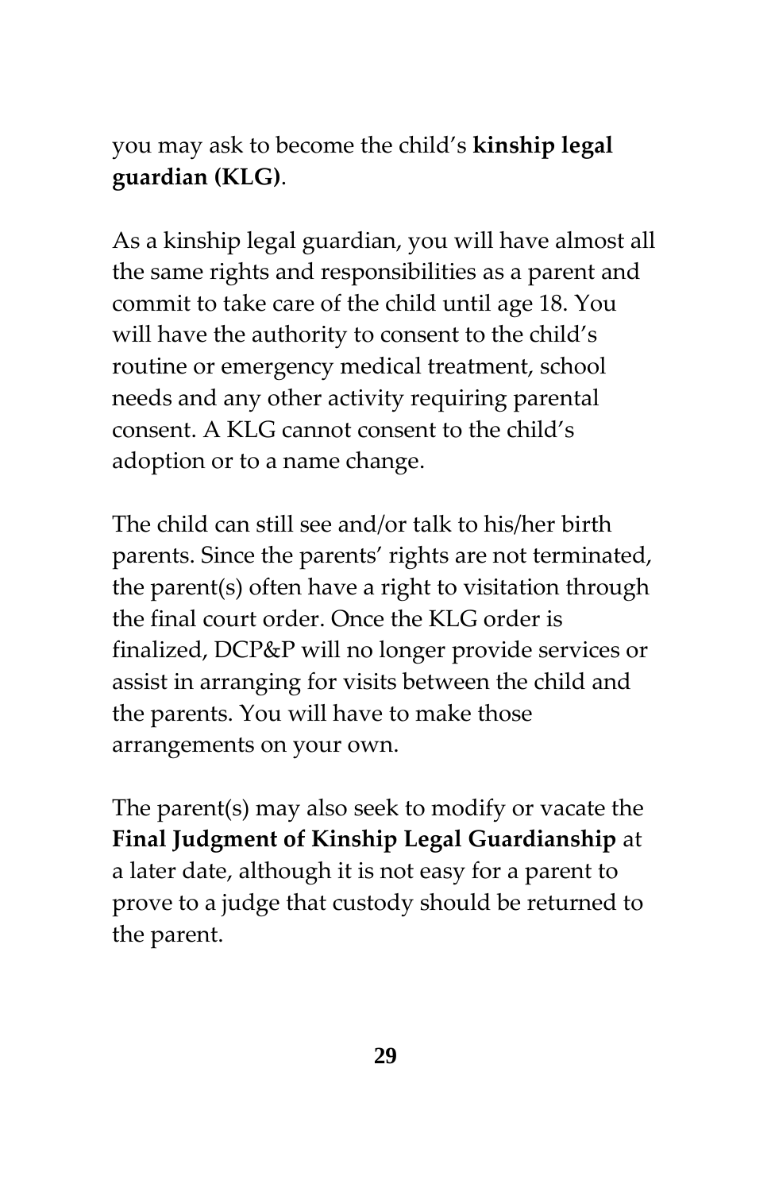you may ask to become the child's **kinship legal guardian (KLG)**.

As a kinship legal guardian, you will have almost all the same rights and responsibilities as a parent and commit to take care of the child until age 18. You will have the authority to consent to the child's routine or emergency medical treatment, school needs and any other activity requiring parental consent. A KLG cannot consent to the child's adoption or to a name change.

The child can still see and/or talk to his/her birth parents. Since the parents' rights are not terminated, the parent(s) often have a right to visitation through the final court order. Once the KLG order is finalized, DCP&P will no longer provide services or assist in arranging for visits between the child and the parents. You will have to make those arrangements on your own.

The parent(s) may also seek to modify or vacate the **Final Judgment of Kinship Legal Guardianship** at a later date, although it is not easy for a parent to prove to a judge that custody should be returned to the parent.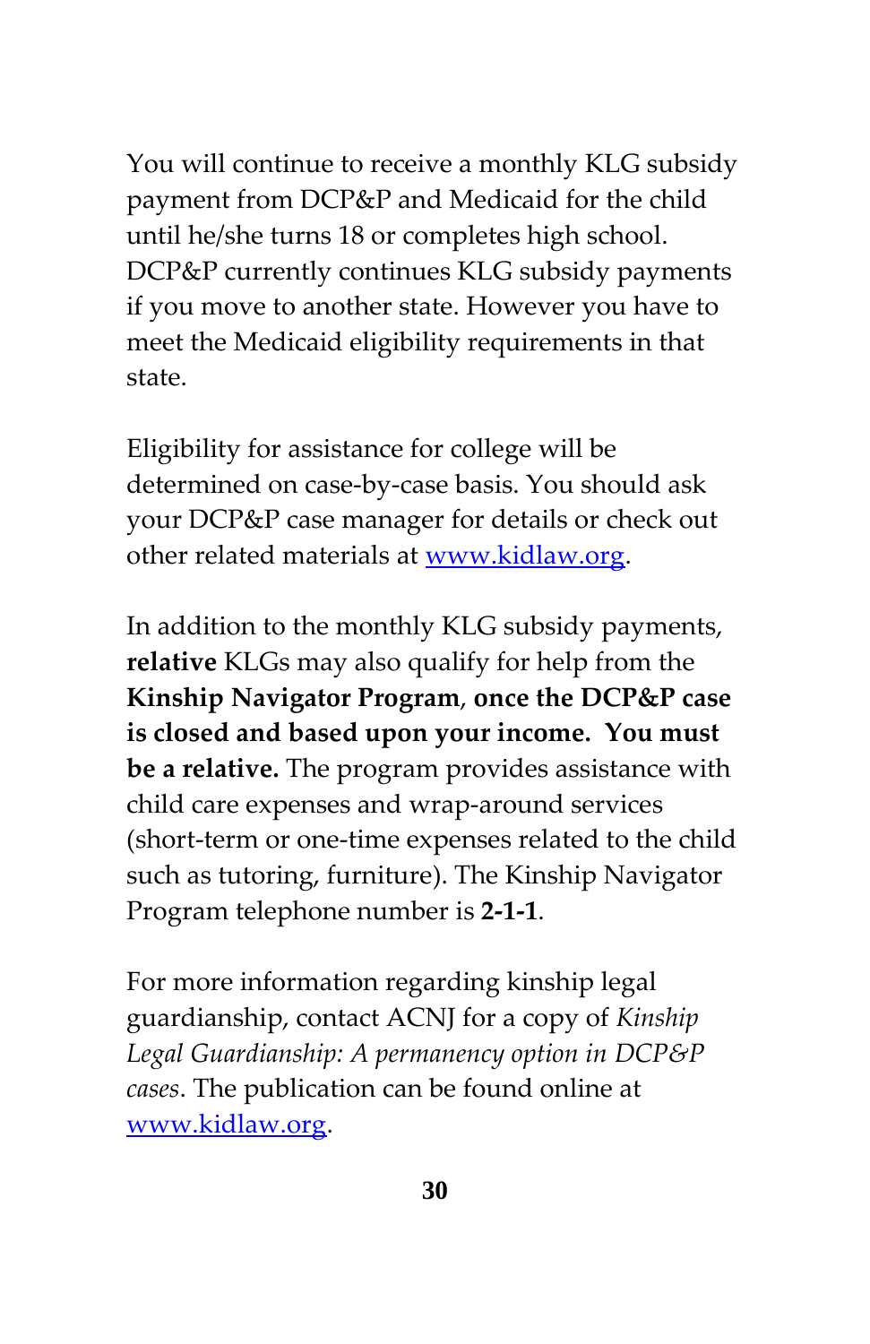You will continue to receive a monthly KLG subsidy payment from DCP&P and Medicaid for the child until he/she turns 18 or completes high school. DCP&P currently continues KLG subsidy payments if you move to another state. However you have to meet the Medicaid eligibility requirements in that state.

Eligibility for assistance for college will be determined on case-by-case basis. You should ask your DCP&P case manager for details or check out other related materials at www.kidlaw.org.

In addition to the monthly KLG subsidy payments, **relative** KLGs may also qualify for help from the **Kinship Navigator Program**, **once the DCP&P case is closed and based upon your income. You must be a relative.** The program provides assistance with child care expenses and wrap-around services (short-term or one-time expenses related to the child such as tutoring, furniture). The Kinship Navigator Program telephone number is **2-1-1**.

For more information regarding kinship legal guardianship, contact ACNJ for a copy of *Kinship Legal Guardianship: A permanency option in DCP&P cases*. The publication can be found online at www.kidlaw.org.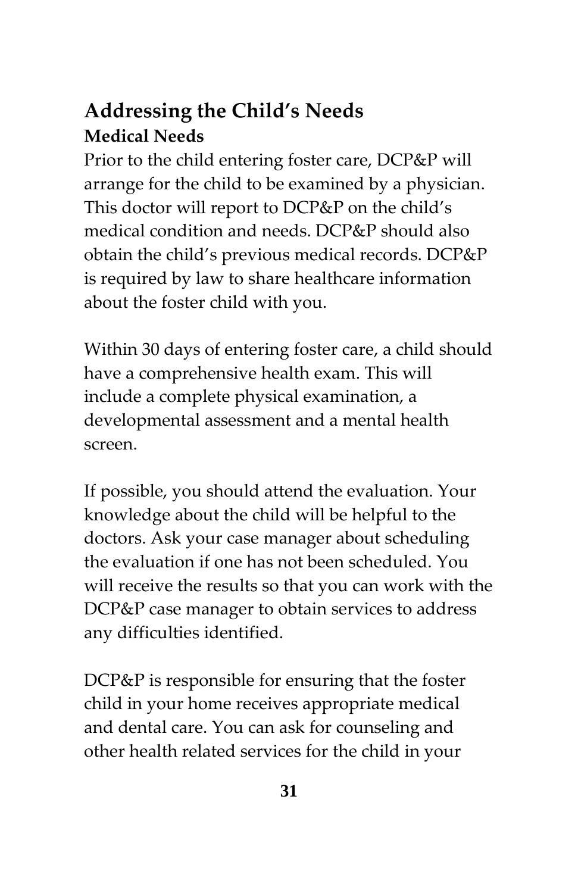## Addressing the Child's Needs

### Medical Needs

Prior to the child entering foster care, DCP&P will arrange for the child to be examined by a physician. This doctor will report to DCP&P on the child's medical condition and needs. DCP&P should also obtain the child's previous medical records. DCP&P is required by law to share healthcare information about the foster child with you.

Within 30 days of entering foster care, a child should have a comprehensive health exam. This will include a complete physical examination, a developmental assessment and a mental health screen.

If possible, you should attend the evaluation. Your knowledge about the child will be helpful to the doctors. Ask your case manager about scheduling the evaluation if one has not been scheduled. You will receive the results so that you can work with the DCP&P case manager to obtain services to address any difficulties identified.

DCP&P is responsible for ensuring that the foster child in your home receives appropriate medical and dental care. You can ask for counseling and other health related services for the child in your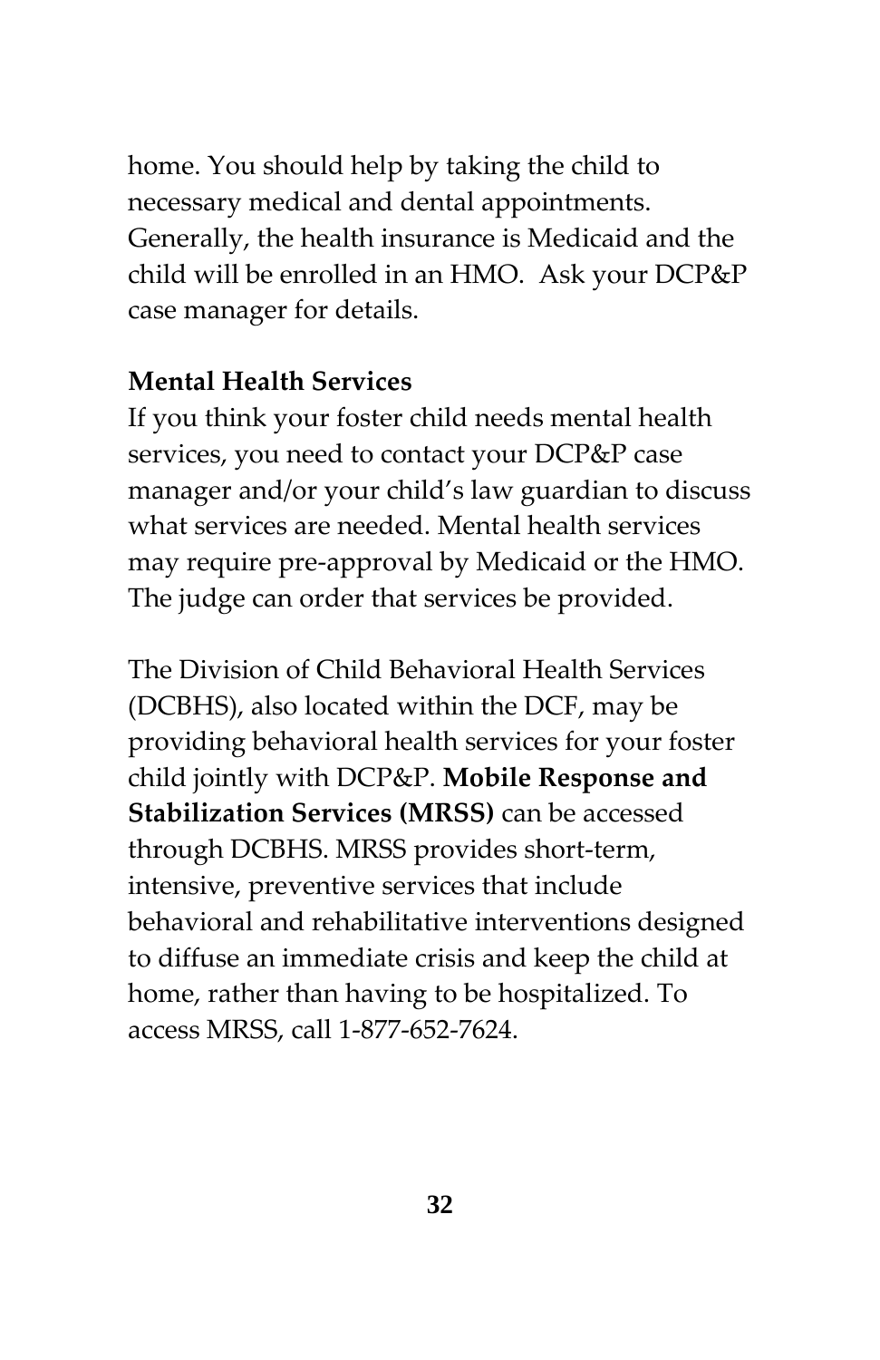home. You should help by taking the child to necessary medical and dental appointments. Generally, the health insurance is Medicaid and the child will be enrolled in an HMO.  Ask your DCP&P case manager for details.

**Mental Health Services**

If you think your foster child needs mental health services, you need to contact your DCP&P case manager and/or your child's law guardian to discuss what services are needed. Mental health services may require pre-approval by Medicaid or the HMO. The judge can order that services be provided.

The Division of Child Behavioral Health Services (DCBHS), also located within the DCF, may be providing behavioral health services for your foster child jointly with DCP&P. **Mobile Response and Stabilization Services (MRSS)** can be accessed through DCBHS. MRSS provides short-term, intensive, preventive services that include behavioral and rehabilitative interventions designed to diffuse an immediate crisis and keep the child at home, rather than having to be hospitalized. To access MRSS, call 1-877-652-7624.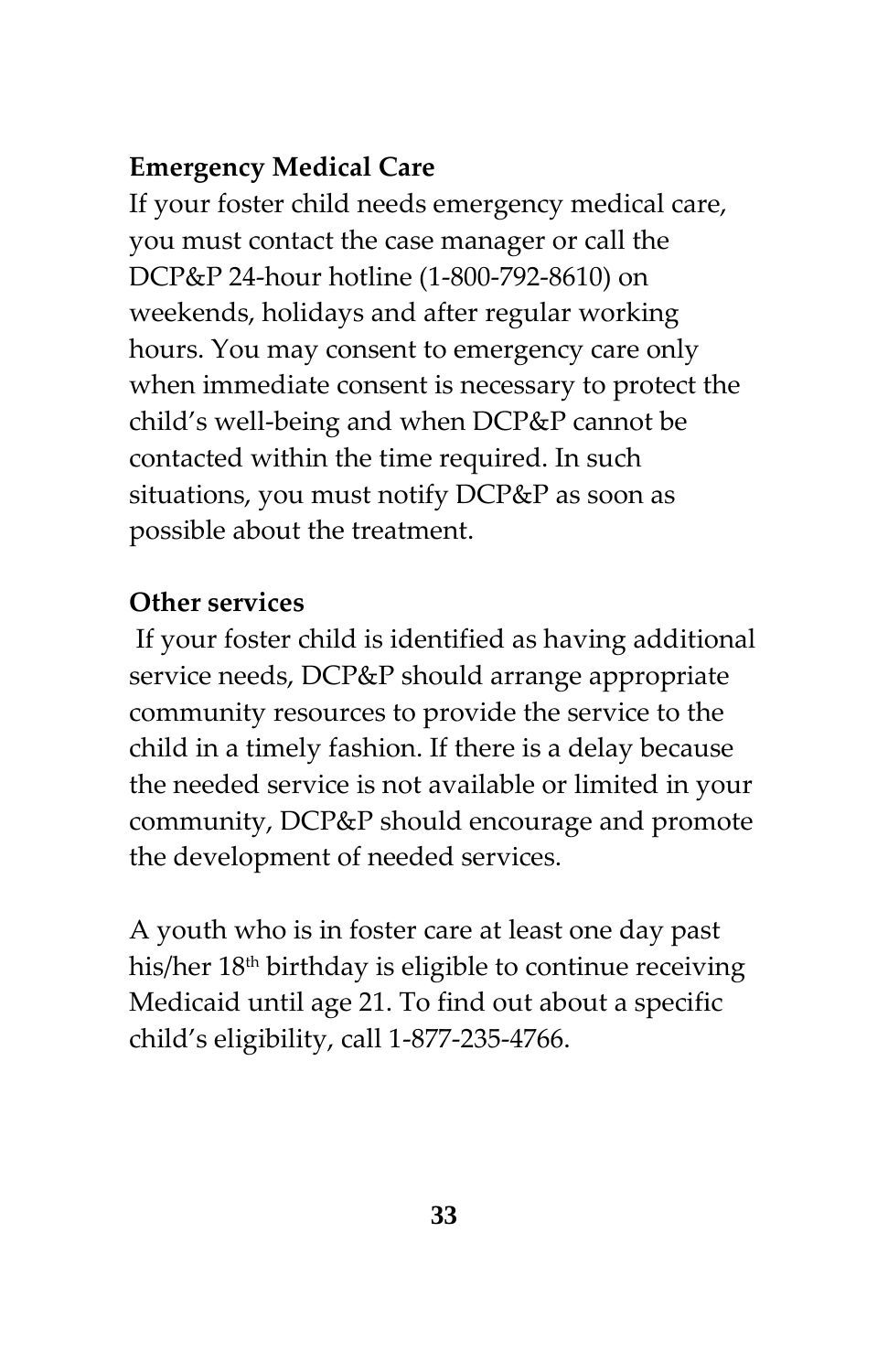**Emergency Medical Care**

If your foster child needs emergency medical care, you must contact the case manager or call the DCP&P 24-hour hotline (1-800-792-8610) on weekends, holidays and after regular working hours. You may consent to emergency care only when immediate consent is necessary to protect the child's well-being and when DCP&P cannot be contacted within the time required. In such situations, you must notify DCP&P as soon as possible about the treatment.

**Other services**

If your foster child is identified as having additional service needs, DCP&P should arrange appropriate community resources to provide the service to the child in a timely fashion. If there is a delay because the needed service is not available or limited in your community, DCP&P should encourage and promote the development of needed services.

A youth who is in foster care at least one day past his/her 18th birthday is eligible to continue receiving Medicaid until age 21. To find out about a specific child's eligibility, call 1-877-235-4766.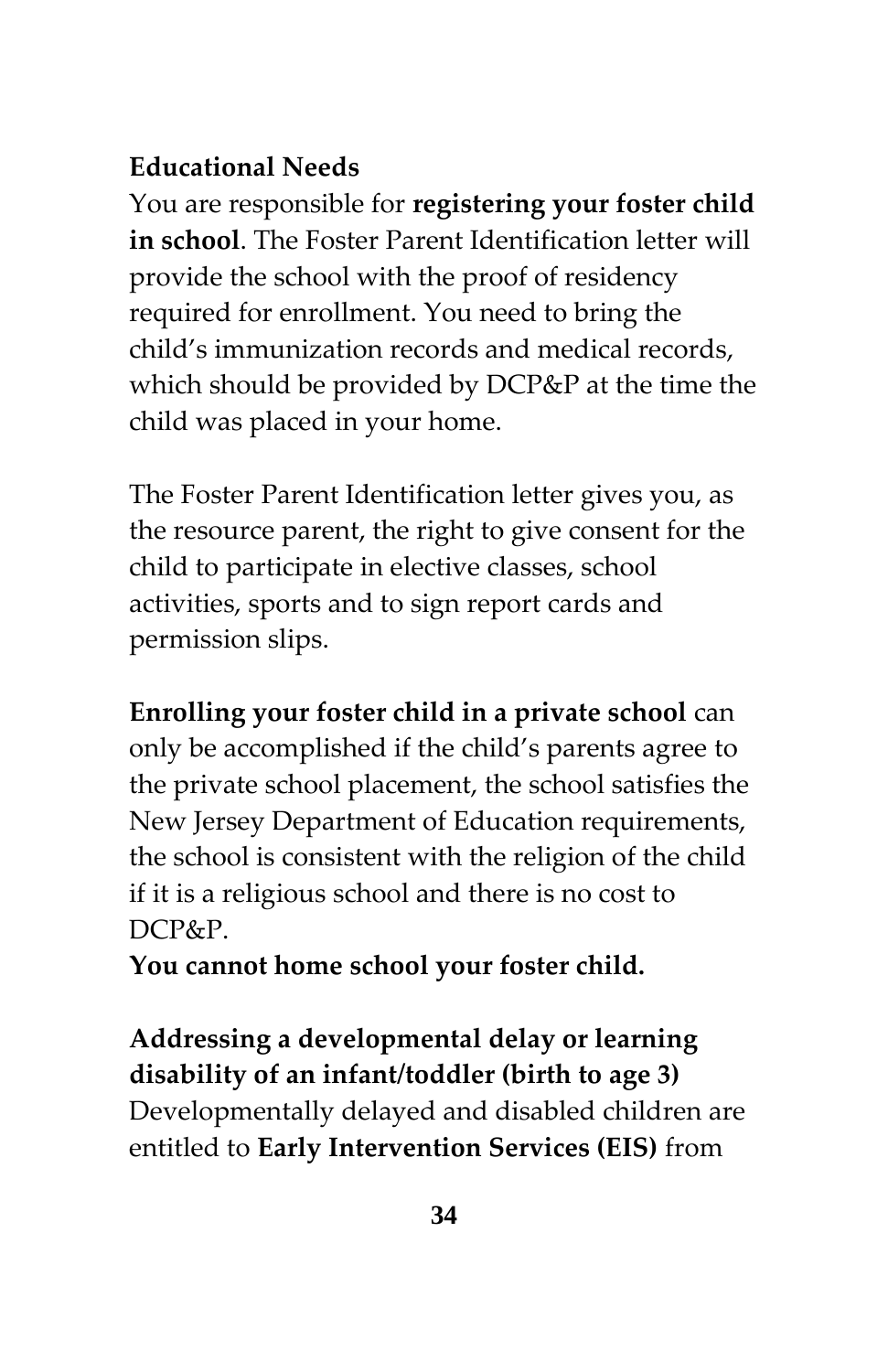**Educational Needs**

You are responsible for **registering your foster child in school**. The Foster Parent Identification letter will provide the school with the proof of residency required for enrollment. You need to bring the child's immunization records and medical records, which should be provided by DCP&P at the time the child was placed in your home.

The Foster Parent Identification letter gives you, as the resource parent, the right to give consent for the child to participate in elective classes, school activities, sports and to sign report cards and permission slips.

**Enrolling your foster child in a private school** can only be accomplished if the child's parents agree to the private school placement, the school satisfies the New Jersey Department of Education requirements, the school is consistent with the religion of the child if it is a religious school and there is no cost to DCP&P.

**You cannot home school your foster child.**

**Addressing a developmental delay or learning disability of an infant/toddler (birth to age 3)**

Developmentally delayed and disabled children are entitled to **Early Intervention Services (EIS)** from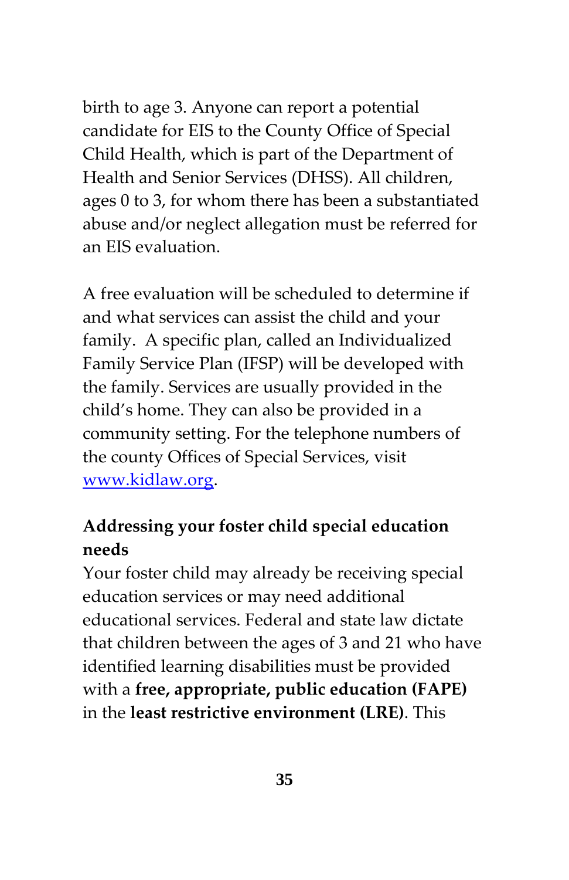birth to age 3. Anyone can report a potential candidate for EIS to the County Office of Special Child Health, which is part of the Department of Health and Senior Services (DHSS). All children, ages 0 to 3, for whom there has been a substantiated abuse and/or neglect allegation must be referred for an EIS evaluation.

A free evaluation will be scheduled to determine if and what services can assist the child and your family. A specific plan, called an Individualized Family Service Plan (IFSP) will be developed with the family. Services are usually provided in the child's home. They can also be provided in a community setting. For the telephone numbers of the county Offices of Special Services, visit [www.kidlaw.org](http://www.kidlaw.org).

**Addressing your foster child special education needs**

Your foster child may already be receiving special education services or may need additional educational services. Federal and state law dictate that children between the ages of 3 and 21 who have identified learning disabilities must be provided with a **free, appropriate, public education (FAPE)** in the **least restrictive environment (LRE)**. This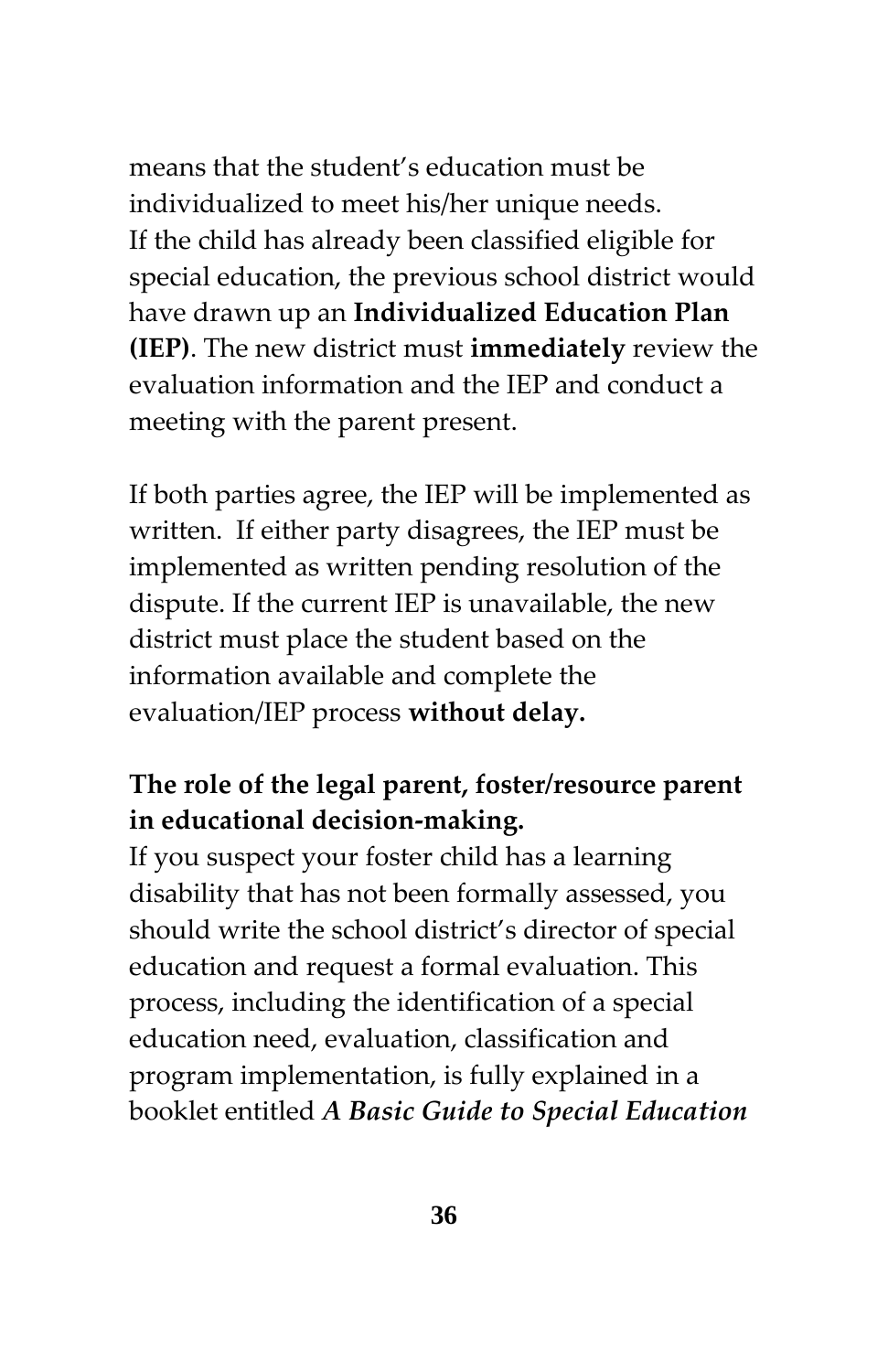means that the student's education must be individualized to meet his/her unique needs. If the child has already been classified eligible for special education, the previous school district would have drawn up an **Individualized Education Plan (IEP)**. The new district must **immediately** review the evaluation information and the IEP and conduct a meeting with the parent present.

If both parties agree, the IEP will be implemented as written. If either party disagrees, the IEP must be implemented as written pending resolution of the dispute. If the current IEP is unavailable, the new district must place the student based on the information available and complete the evaluation/IEP process **without delay.**

**The role of the legal parent, foster/resource parent in educational decision-making.**

If you suspect your foster child has a learning disability that has not been formally assessed, you should write the school district's director of special education and request a formal evaluation. This process, including the identification of a special education need, evaluation, classification and program implementation, is fully explained in a booklet entitled ***A Basic Guide to Special Education***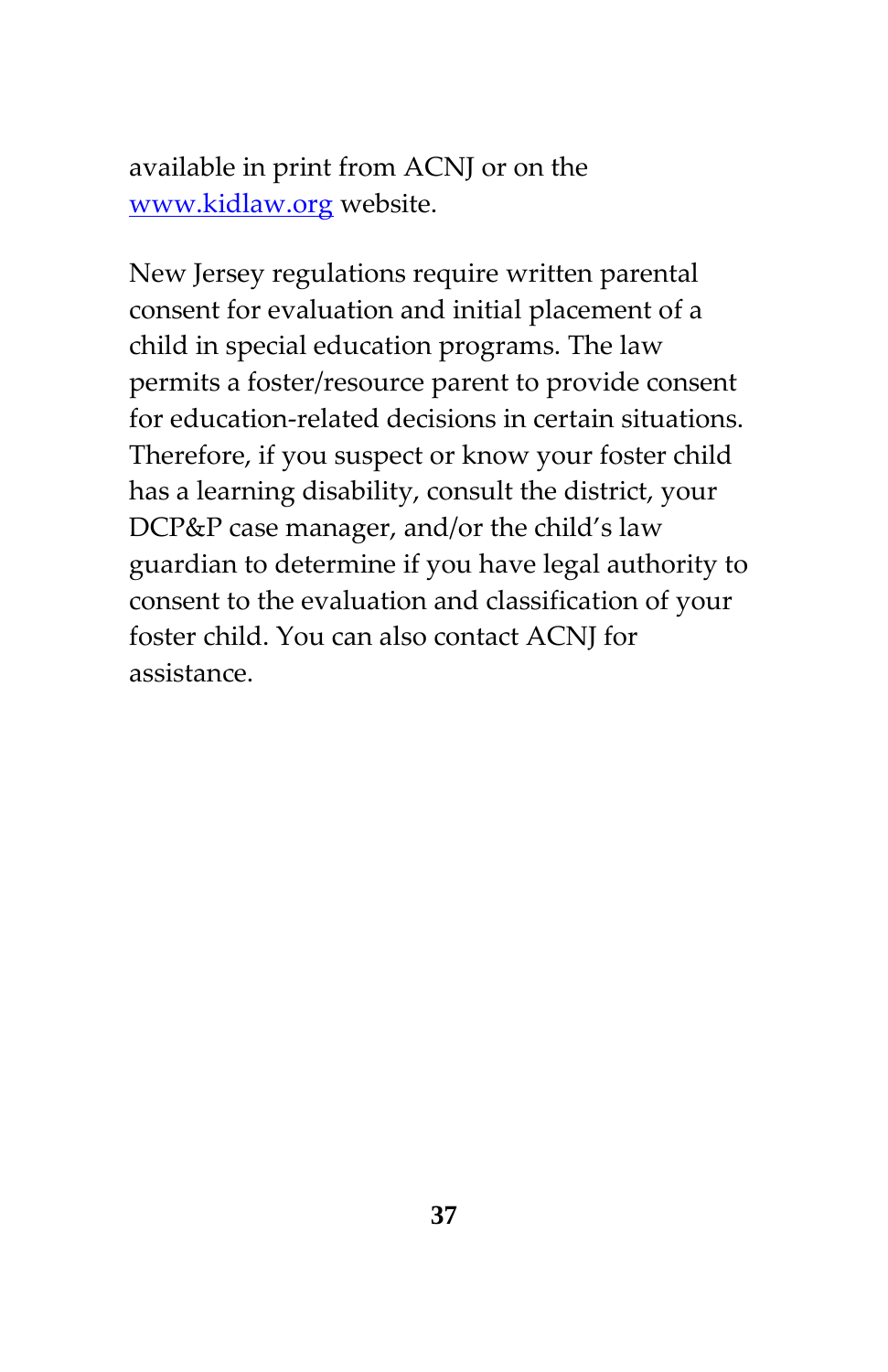available in print from ACNJ or on the [www.kidlaw.org](http://www.kidlaw.org) website.

New Jersey regulations require written parental consent for evaluation and initial placement of a child in special education programs. The law permits a foster/resource parent to provide consent for education-related decisions in certain situations. Therefore, if you suspect or know your foster child has a learning disability, consult the district, your DCP&P case manager, and/or the child's law guardian to determine if you have legal authority to consent to the evaluation and classification of your foster child. You can also contact ACNJ for assistance.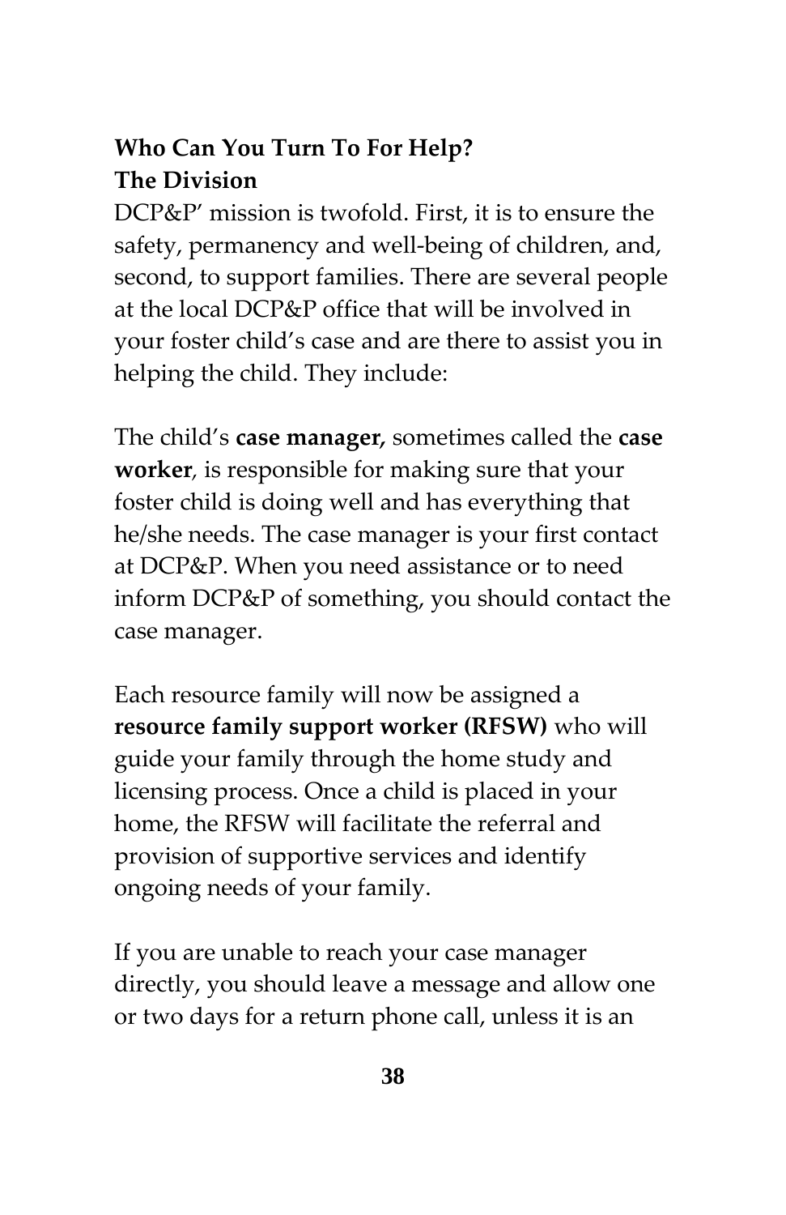**Who Can You Turn To For Help?**

**The Division**

DCP&P’ mission is twofold. First, it is to ensure the safety, permanency and well-being of children, and, second, to support families. There are several people at the local DCP&P office that will be involved in your foster child’s case and are there to assist you in helping the child. They include:

The child’s **case manager,** sometimes called the **case worker**, is responsible for making sure that your foster child is doing well and has everything that he/she needs. The case manager is your first contact at DCP&P. When you need assistance or to need inform DCP&P of something, you should contact the case manager.

Each resource family will now be assigned a **resource family support worker (RFSW)** who will guide your family through the home study and licensing process. Once a child is placed in your home, the RFSW will facilitate the referral and provision of supportive services and identify ongoing needs of your family.

If you are unable to reach your case manager directly, you should leave a message and allow one or two days for a return phone call, unless it is an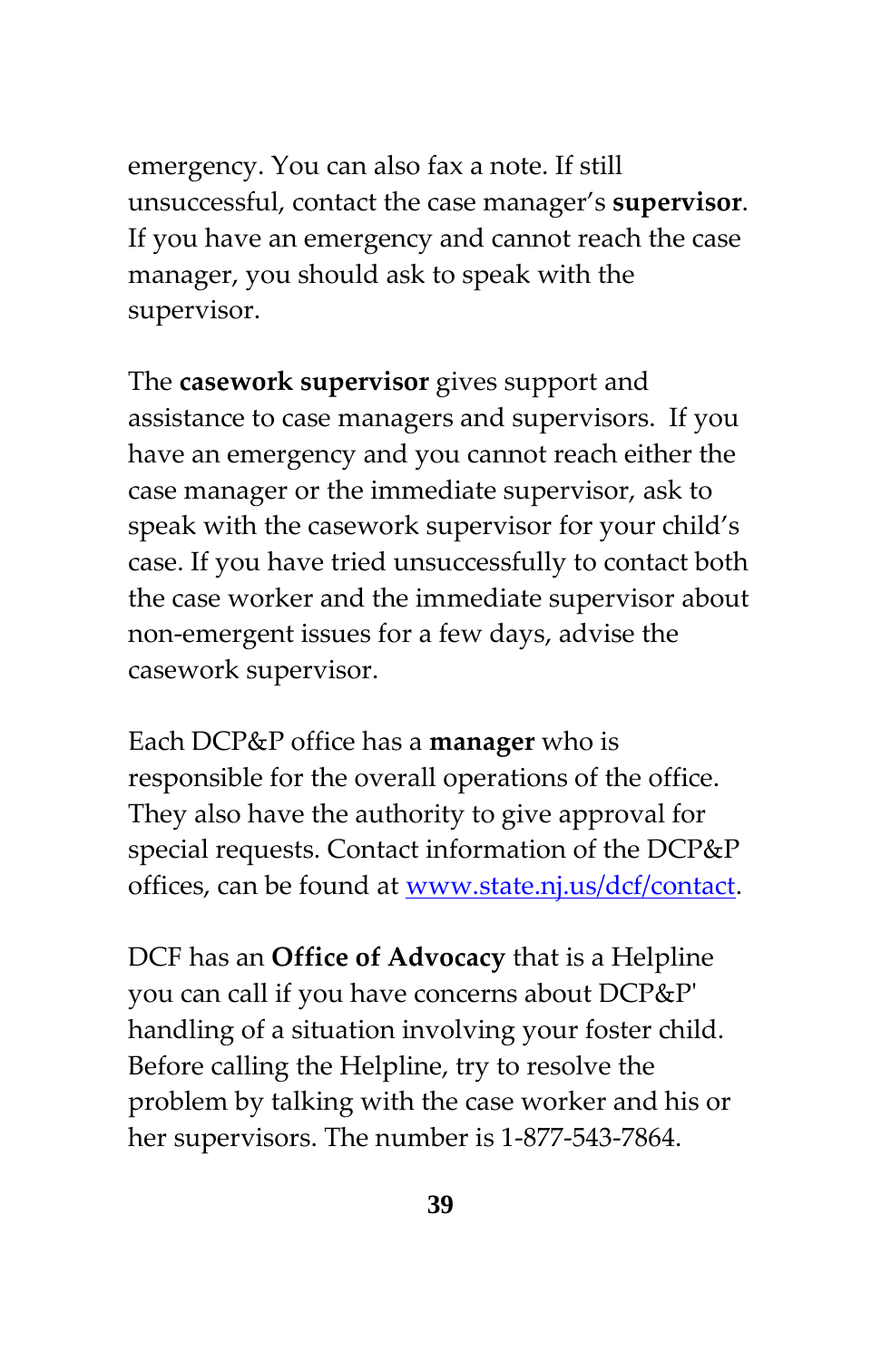emergency. You can also fax a note. If still unsuccessful, contact the case manager's **supervisor**. If you have an emergency and cannot reach the case manager, you should ask to speak with the supervisor.

The **casework supervisor** gives support and assistance to case managers and supervisors. If you have an emergency and you cannot reach either the case manager or the immediate supervisor, ask to speak with the casework supervisor for your child's case. If you have tried unsuccessfully to contact both the case worker and the immediate supervisor about non-emergent issues for a few days, advise the casework supervisor.

Each DCP&P office has a **manager** who is responsible for the overall operations of the office. They also have the authority to give approval for special requests. Contact information of the DCP&P offices, can be found at [www.state.nj.us/dcf/contact](www.state.nj.us/dcf/contact).

DCF has an **Office of Advocacy** that is a Helpline you can call if you have concerns about DCP&P' handling of a situation involving your foster child. Before calling the Helpline, try to resolve the problem by talking with the case worker and his or her supervisors. The number is 1-877-543-7864.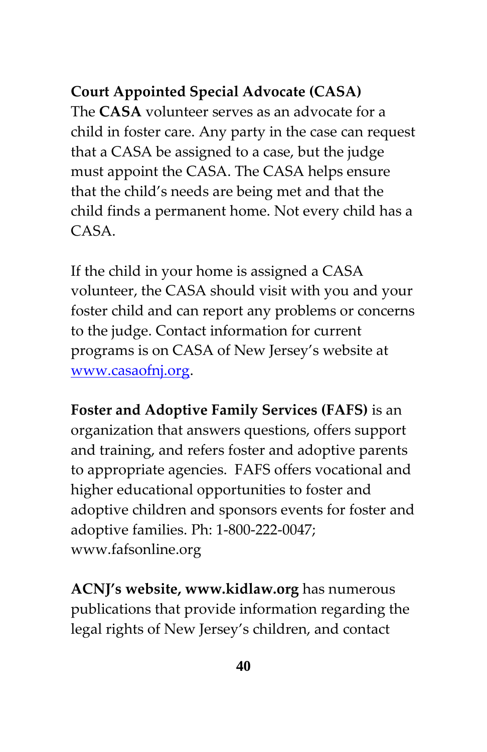**Court Appointed Special Advocate (CASA)**
The **CASA** volunteer serves as an advocate for a child in foster care. Any party in the case can request that a CASA be assigned to a case, but the judge must appoint the CASA. The CASA helps ensure that the child's needs are being met and that the child finds a permanent home. Not every child has a CASA.

If the child in your home is assigned a CASA volunteer, the CASA should visit with you and your foster child and can report any problems or concerns to the judge. Contact information for current programs is on CASA of New Jersey's website at [www.casaofnj.org](http://www.casaofnj.org).

**Foster and Adoptive Family Services (FAFS)** is an organization that answers questions, offers support and training, and refers foster and adoptive parents to appropriate agencies. FAFS offers vocational and higher educational opportunities to foster and adoptive children and sponsors events for foster and adoptive families. Ph: 1-800-222-0047; www.fafsonline.org

**ACNJ's website, www.kidlaw.org** has numerous publications that provide information regarding the legal rights of New Jersey's children, and contact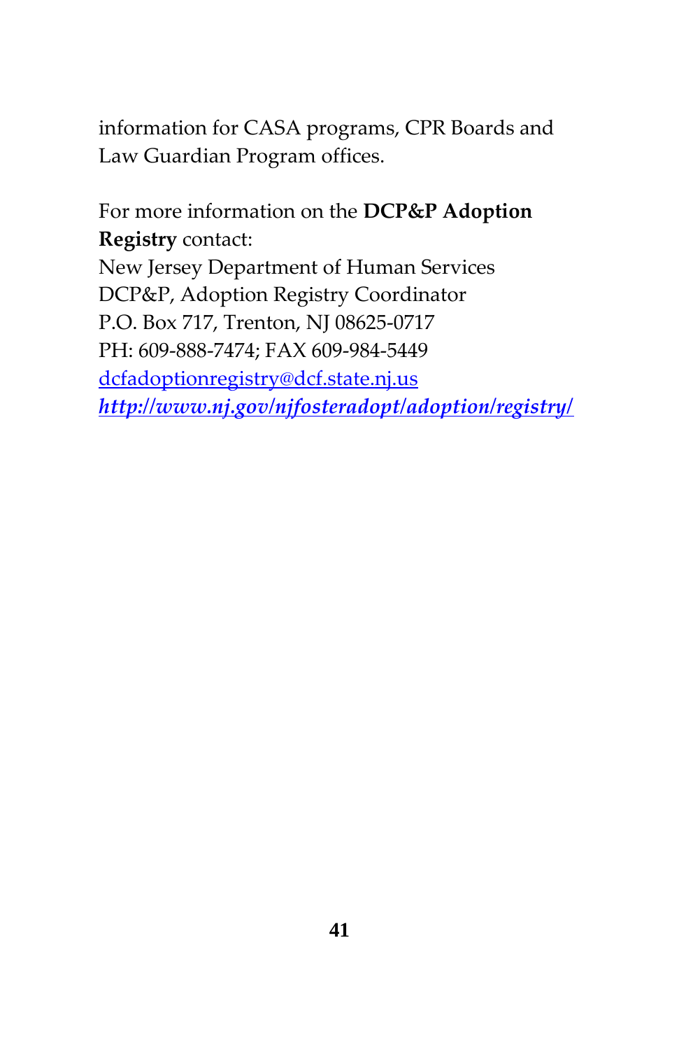information for CASA programs, CPR Boards and Law Guardian Program offices.

For more information on the **DCP&P Adoption Registry** contact:
New Jersey Department of Human Services
DCP&P, Adoption Registry Coordinator
P.O. Box 717, Trenton, NJ 08625-0717
PH: 609-888-7474; FAX 609-984-5449
dcfadoptionregistry@dcf.state.nj.us
***http://www.nj.gov/njfosteradopt/adoption/registry/***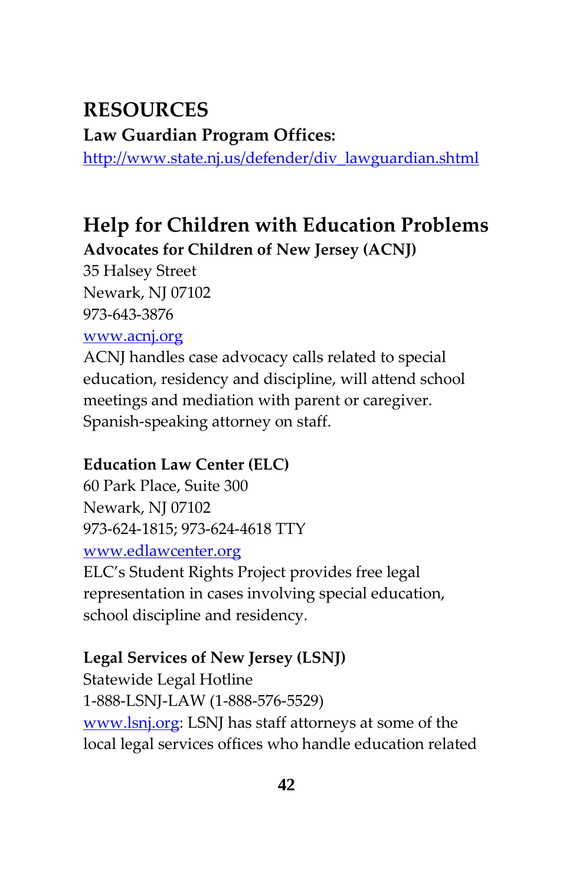# RESOURCES

**Law Guardian Program Offices:**
http://www.state.nj.us/defender/div_lawguardian.shtml

## Help for Children with Education Problems

**Advocates for Children of New Jersey (ACNJ)**
35 Halsey Street
Newark, NJ 07102
973-643-3876
www.acnj.org
ACNJ handles case advocacy calls related to special education, residency and discipline, will attend school meetings and mediation with parent or caregiver. Spanish-speaking attorney on staff.

**Education Law Center (ELC)**
60 Park Place, Suite 300
Newark, NJ 07102
973-624-1815; 973-624-4618 TTY
www.edlawcenter.org
ELC's Student Rights Project provides free legal representation in cases involving special education, school discipline and residency.

**Legal Services of New Jersey (LSNJ)**
Statewide Legal Hotline
1-888-LSNJ-LAW (1-888-576-5529)
www.lsnj.org: LSNJ has staff attorneys at some of the local legal services offices who handle education related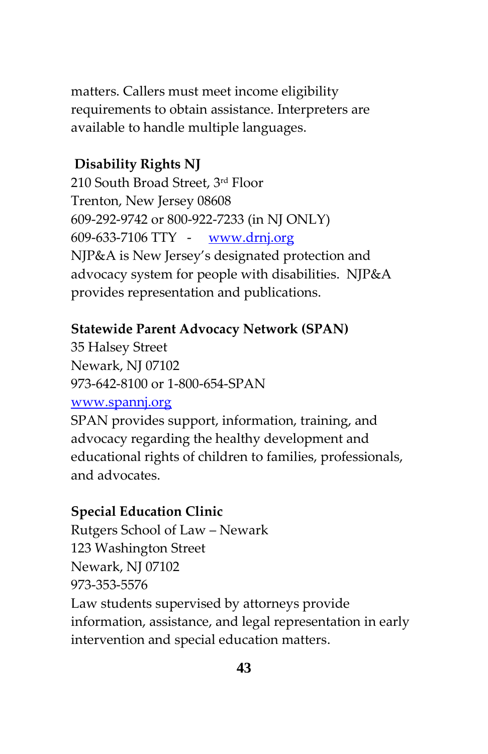matters. Callers must meet income eligibility requirements to obtain assistance. Interpreters are available to handle multiple languages.

**Disability Rights NJ**
210 South Broad Street, 3rd Floor
Trenton, New Jersey 08608
609-292-9742 or 800-922-7233 (in NJ ONLY)
609-633-7106 TTY - www.drnj.org
NJP&A is New Jersey's designated protection and advocacy system for people with disabilities. NJP&A provides representation and publications.

**Statewide Parent Advocacy Network (SPAN)**
35 Halsey Street
Newark, NJ 07102
973-642-8100 or 1-800-654-SPAN
www.spannj.org
SPAN provides support, information, training, and advocacy regarding the healthy development and educational rights of children to families, professionals, and advocates.

**Special Education Clinic**
Rutgers School of Law – Newark
123 Washington Street
Newark, NJ 07102
973-353-5576
Law students supervised by attorneys provide information, assistance, and legal representation in early intervention and special education matters.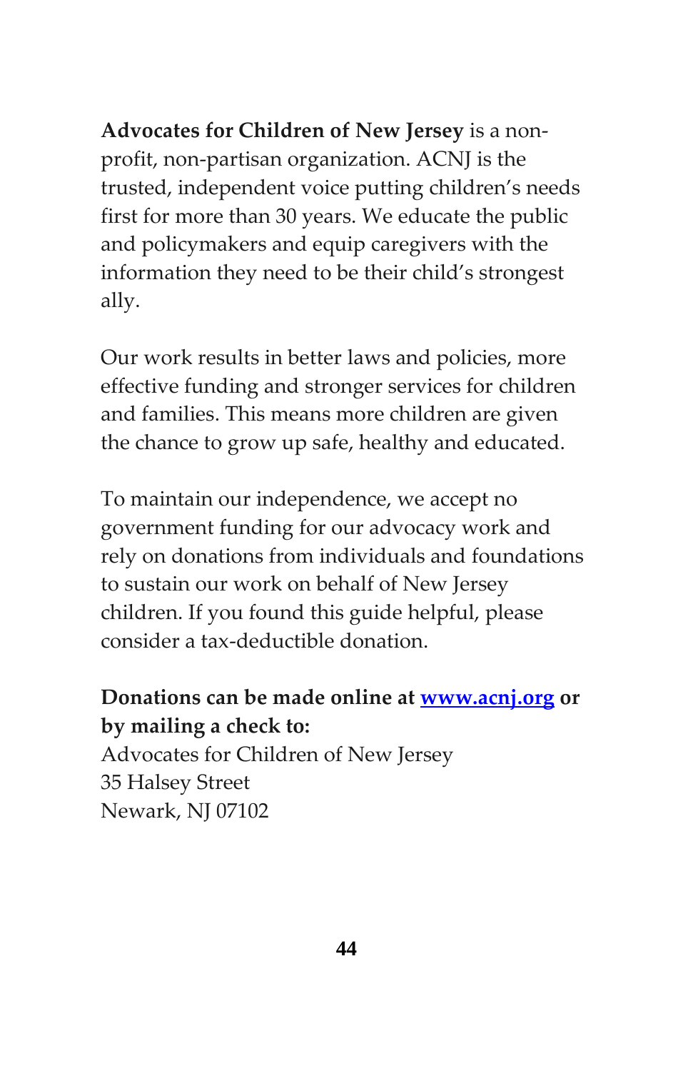**Advocates for Children of New Jersey** is a non-profit, non-partisan organization. ACNJ is the trusted, independent voice putting children's needs first for more than 30 years. We educate the public and policymakers and equip caregivers with the information they need to be their child's strongest ally.

Our work results in better laws and policies, more effective funding and stronger services for children and families. This means more children are given the chance to grow up safe, healthy and educated.

To maintain our independence, we accept no government funding for our advocacy work and rely on donations from individuals and foundations to sustain our work on behalf of New Jersey children. If you found this guide helpful, please consider a tax-deductible donation.

**Donations can be made online at [www.acnj.org](http://www.acnj.org) or by mailing a check to:**
Advocates for Children of New Jersey
35 Halsey Street
Newark, NJ 07102